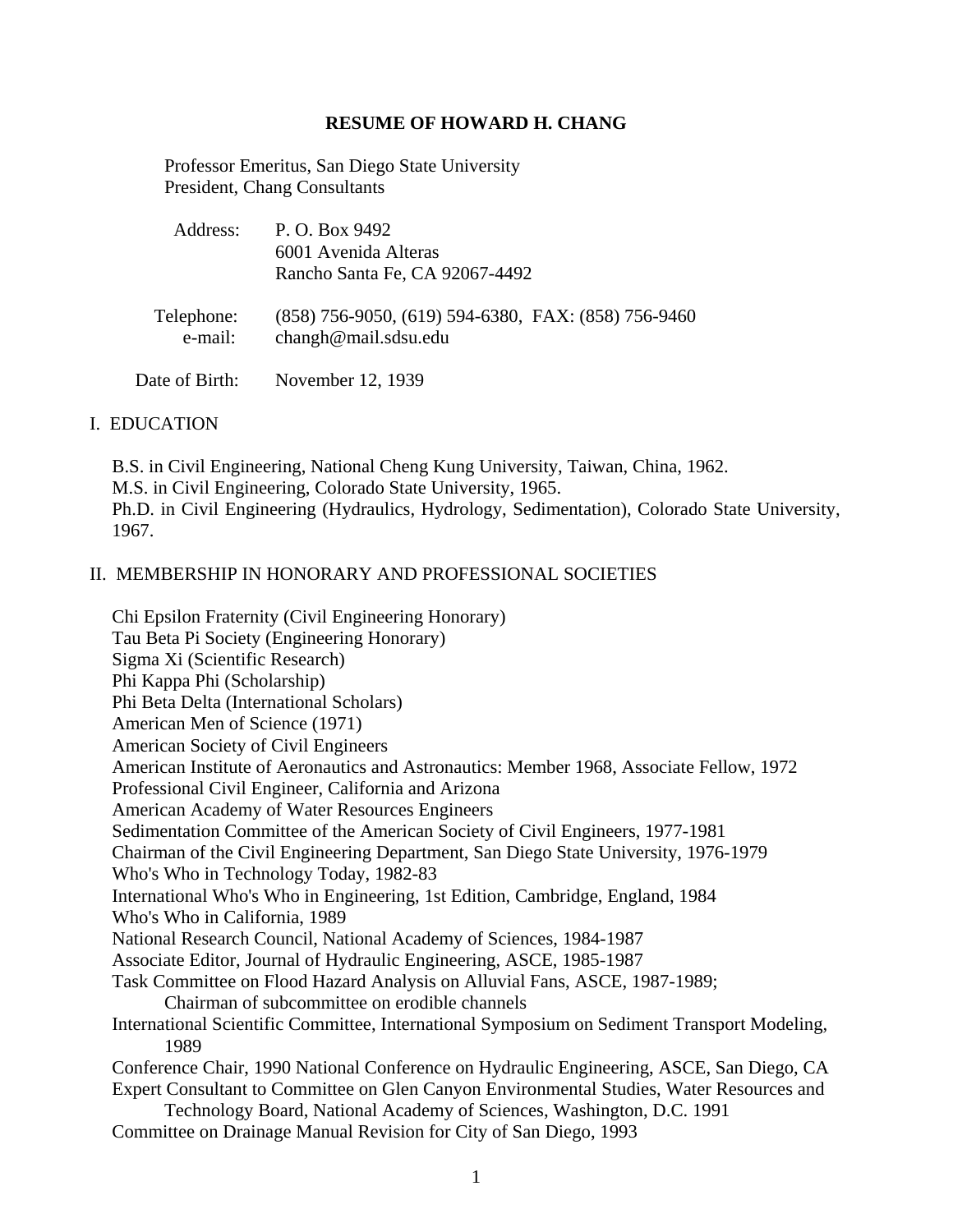# RESUME OF HOWARD H. CHANG

Professor Emeritus, San Diego State University
President, Chang Consultants

| | |
|---|---|
| Address: | P. O. Box 9492<br>6001 Avenida Alteras<br>Rancho Santa Fe, CA 92067-4492 |
| Telephone: | (858) 756-9050, (619) 594-6380, FAX: (858) 756-9460 |
| e-mail: | changh@mail.sdsu.edu |
| Date of Birth: | November 12, 1939 |

## I. EDUCATION

B.S. in Civil Engineering, National Cheng Kung University, Taiwan, China, 1962.
M.S. in Civil Engineering, Colorado State University, 1965.
Ph.D. in Civil Engineering (Hydraulics, Hydrology, Sedimentation), Colorado State University, 1967.

## II. MEMBERSHIP IN HONORARY AND PROFESSIONAL SOCIETIES

Chi Epsilon Fraternity (Civil Engineering Honorary)
Tau Beta Pi Society (Engineering Honorary)
Sigma Xi (Scientific Research)
Phi Kappa Phi (Scholarship)
Phi Beta Delta (International Scholars)
American Men of Science (1971)
American Society of Civil Engineers
American Institute of Aeronautics and Astronautics: Member 1968, Associate Fellow, 1972
Professional Civil Engineer, California and Arizona
American Academy of Water Resources Engineers
Sedimentation Committee of the American Society of Civil Engineers, 1977-1981
Chairman of the Civil Engineering Department, San Diego State University, 1976-1979
Who's Who in Technology Today, 1982-83
International Who's Who in Engineering, 1st Edition, Cambridge, England, 1984
Who's Who in California, 1989
National Research Council, National Academy of Sciences, 1984-1987
Associate Editor, Journal of Hydraulic Engineering, ASCE, 1985-1987
Task Committee on Flood Hazard Analysis on Alluvial Fans, ASCE, 1987-1989;
  Chairman of subcommittee on erodible channels
International Scientific Committee, International Symposium on Sediment Transport Modeling, 1989
Conference Chair, 1990 National Conference on Hydraulic Engineering, ASCE, San Diego, CA
Expert Consultant to Committee on Glen Canyon Environmental Studies, Water Resources and Technology Board, National Academy of Sciences, Washington, D.C. 1991
Committee on Drainage Manual Revision for City of San Diego, 1993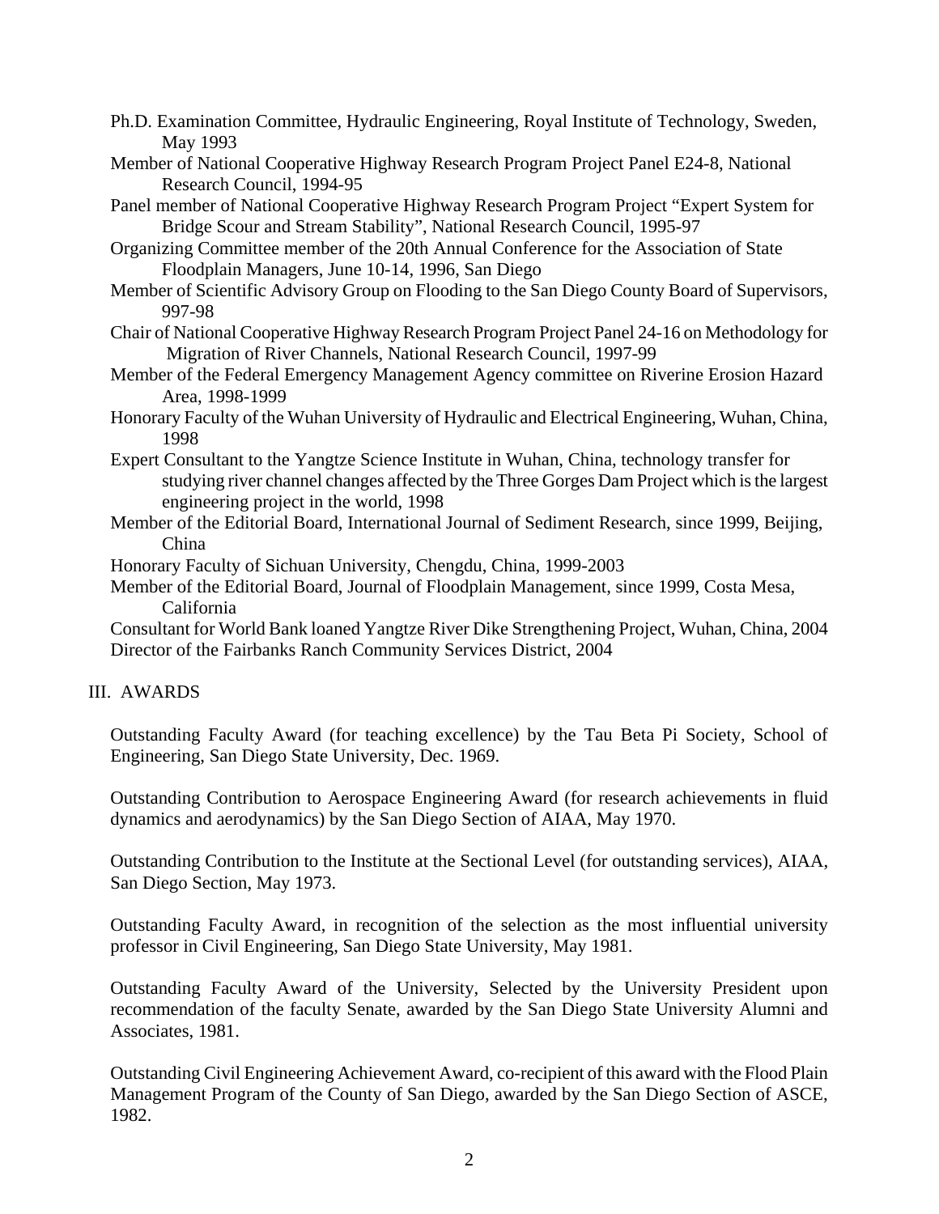Ph.D. Examination Committee, Hydraulic Engineering, Royal Institute of Technology, Sweden, May 1993

Member of National Cooperative Highway Research Program Project Panel E24-8, National Research Council, 1994-95

Panel member of National Cooperative Highway Research Program Project "Expert System for Bridge Scour and Stream Stability", National Research Council, 1995-97

Organizing Committee member of the 20th Annual Conference for the Association of State Floodplain Managers, June 10-14, 1996, San Diego

Member of Scientific Advisory Group on Flooding to the San Diego County Board of Supervisors, 997-98

Chair of National Cooperative Highway Research Program Project Panel 24-16 on Methodology for Migration of River Channels, National Research Council, 1997-99

Member of the Federal Emergency Management Agency committee on Riverine Erosion Hazard Area, 1998-1999

Honorary Faculty of the Wuhan University of Hydraulic and Electrical Engineering, Wuhan, China, 1998

Expert Consultant to the Yangtze Science Institute in Wuhan, China, technology transfer for studying river channel changes affected by the Three Gorges Dam Project which is the largest engineering project in the world, 1998

Member of the Editorial Board, International Journal of Sediment Research, since 1999, Beijing, China

Honorary Faculty of Sichuan University, Chengdu, China, 1999-2003

Member of the Editorial Board, Journal of Floodplain Management, since 1999, Costa Mesa, California

Consultant for World Bank loaned Yangtze River Dike Strengthening Project, Wuhan, China, 2004

Director of the Fairbanks Ranch Community Services District, 2004

## III. AWARDS

Outstanding Faculty Award (for teaching excellence) by the Tau Beta Pi Society, School of Engineering, San Diego State University, Dec. 1969.

Outstanding Contribution to Aerospace Engineering Award (for research achievements in fluid dynamics and aerodynamics) by the San Diego Section of AIAA, May 1970.

Outstanding Contribution to the Institute at the Sectional Level (for outstanding services), AIAA, San Diego Section, May 1973.

Outstanding Faculty Award, in recognition of the selection as the most influential university professor in Civil Engineering, San Diego State University, May 1981.

Outstanding Faculty Award of the University, Selected by the University President upon recommendation of the faculty Senate, awarded by the San Diego State University Alumni and Associates, 1981.

Outstanding Civil Engineering Achievement Award, co-recipient of this award with the Flood Plain Management Program of the County of San Diego, awarded by the San Diego Section of ASCE, 1982.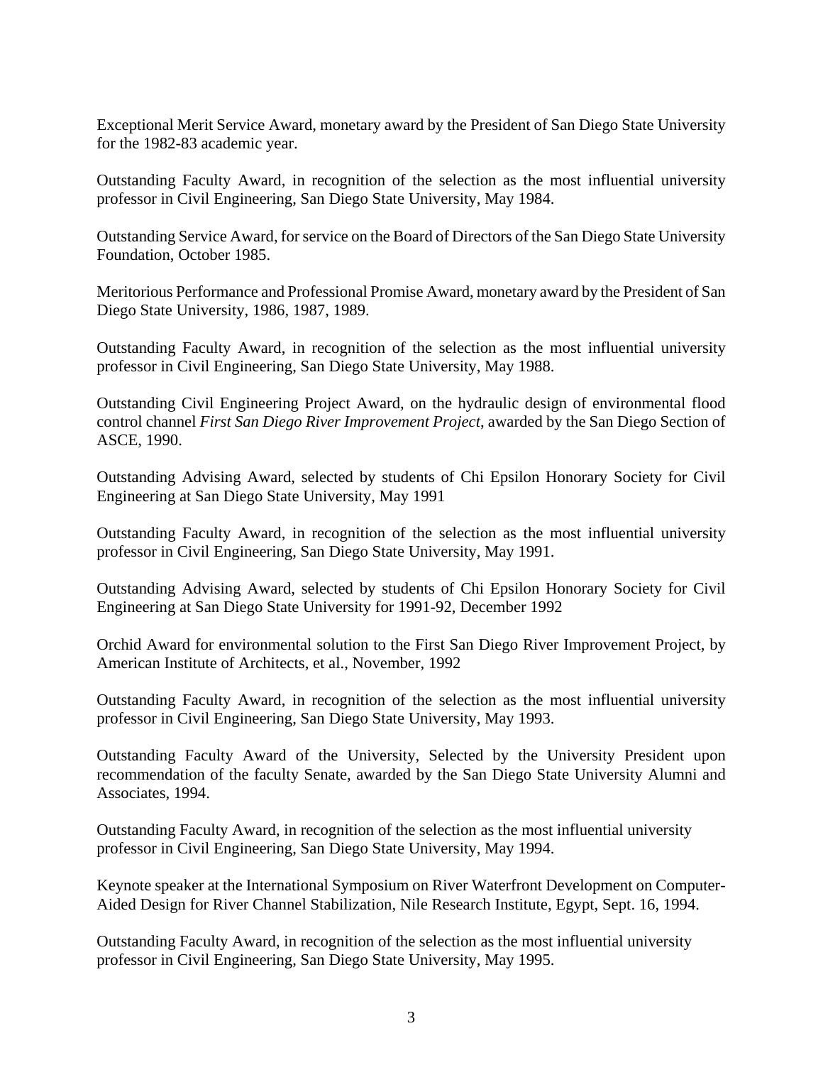Exceptional Merit Service Award, monetary award by the President of San Diego State University for the 1982-83 academic year.

Outstanding Faculty Award, in recognition of the selection as the most influential university professor in Civil Engineering, San Diego State University, May 1984.

Outstanding Service Award, for service on the Board of Directors of the San Diego State University Foundation, October 1985.

Meritorious Performance and Professional Promise Award, monetary award by the President of San Diego State University, 1986, 1987, 1989.

Outstanding Faculty Award, in recognition of the selection as the most influential university professor in Civil Engineering, San Diego State University, May 1988.

Outstanding Civil Engineering Project Award, on the hydraulic design of environmental flood control channel *First San Diego River Improvement Project*, awarded by the San Diego Section of ASCE, 1990.

Outstanding Advising Award, selected by students of Chi Epsilon Honorary Society for Civil Engineering at San Diego State University, May 1991

Outstanding Faculty Award, in recognition of the selection as the most influential university professor in Civil Engineering, San Diego State University, May 1991.

Outstanding Advising Award, selected by students of Chi Epsilon Honorary Society for Civil Engineering at San Diego State University for 1991-92, December 1992

Orchid Award for environmental solution to the First San Diego River Improvement Project, by American Institute of Architects, et al., November, 1992

Outstanding Faculty Award, in recognition of the selection as the most influential university professor in Civil Engineering, San Diego State University, May 1993.

Outstanding Faculty Award of the University, Selected by the University President upon recommendation of the faculty Senate, awarded by the San Diego State University Alumni and Associates, 1994.

Outstanding Faculty Award, in recognition of the selection as the most influential university professor in Civil Engineering, San Diego State University, May 1994.

Keynote speaker at the International Symposium on River Waterfront Development on Computer-Aided Design for River Channel Stabilization, Nile Research Institute, Egypt, Sept. 16, 1994.

Outstanding Faculty Award, in recognition of the selection as the most influential university professor in Civil Engineering, San Diego State University, May 1995.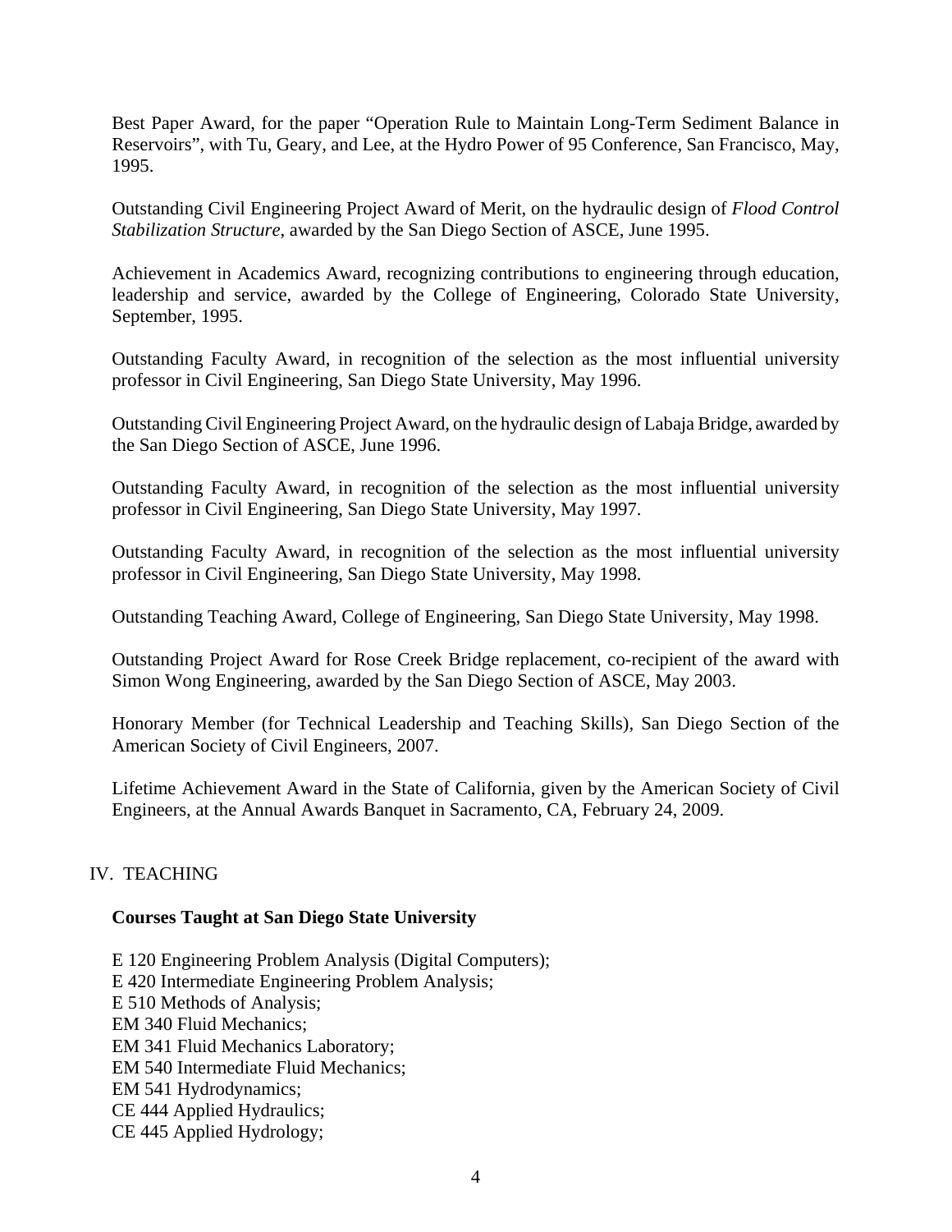Best Paper Award, for the paper "Operation Rule to Maintain Long-Term Sediment Balance in Reservoirs", with Tu, Geary, and Lee, at the Hydro Power of 95 Conference, San Francisco, May, 1995.

Outstanding Civil Engineering Project Award of Merit, on the hydraulic design of *Flood Control Stabilization Structure*, awarded by the San Diego Section of ASCE, June 1995.

Achievement in Academics Award, recognizing contributions to engineering through education, leadership and service, awarded by the College of Engineering, Colorado State University, September, 1995.

Outstanding Faculty Award, in recognition of the selection as the most influential university professor in Civil Engineering, San Diego State University, May 1996.

Outstanding Civil Engineering Project Award, on the hydraulic design of Labaja Bridge, awarded by the San Diego Section of ASCE, June 1996.

Outstanding Faculty Award, in recognition of the selection as the most influential university professor in Civil Engineering, San Diego State University, May 1997.

Outstanding Faculty Award, in recognition of the selection as the most influential university professor in Civil Engineering, San Diego State University, May 1998.

Outstanding Teaching Award, College of Engineering, San Diego State University, May 1998.

Outstanding Project Award for Rose Creek Bridge replacement, co-recipient of the award with Simon Wong Engineering, awarded by the San Diego Section of ASCE, May 2003.

Honorary Member (for Technical Leadership and Teaching Skills), San Diego Section of the American Society of Civil Engineers, 2007.

Lifetime Achievement Award in the State of California, given by the American Society of Civil Engineers, at the Annual Awards Banquet in Sacramento, CA, February 24, 2009.

## IV. TEACHING

**Courses Taught at San Diego State University**

E 120 Engineering Problem Analysis (Digital Computers);
E 420 Intermediate Engineering Problem Analysis;
E 510 Methods of Analysis;
EM 340 Fluid Mechanics;
EM 341 Fluid Mechanics Laboratory;
EM 540 Intermediate Fluid Mechanics;
EM 541 Hydrodynamics;
CE 444 Applied Hydraulics;
CE 445 Applied Hydrology;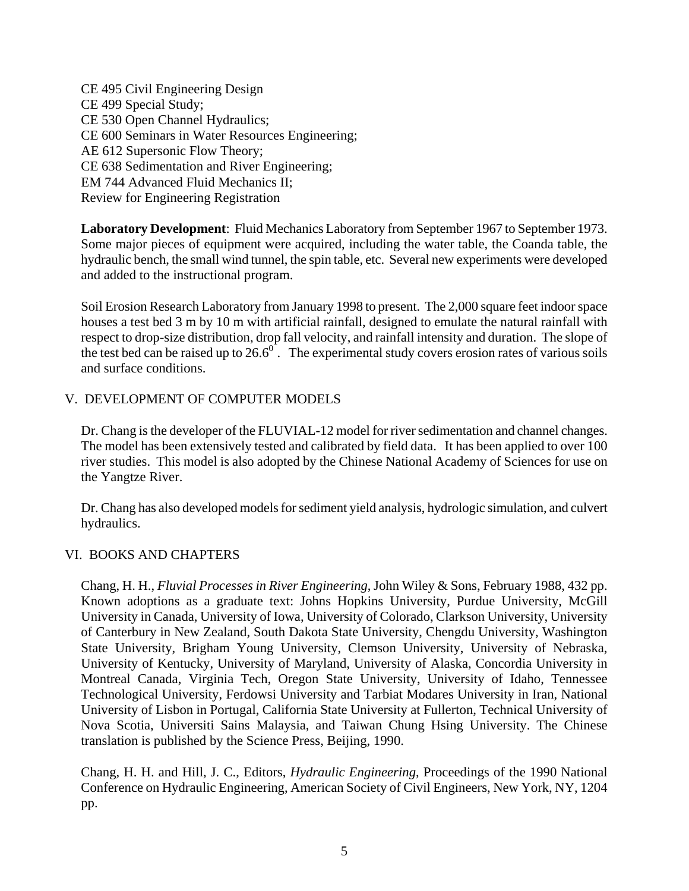CE 495 Civil Engineering Design
CE 499 Special Study;
CE 530 Open Channel Hydraulics;
CE 600 Seminars in Water Resources Engineering;
AE 612 Supersonic Flow Theory;
CE 638 Sedimentation and River Engineering;
EM 744 Advanced Fluid Mechanics II;
Review for Engineering Registration

**Laboratory Development**: Fluid Mechanics Laboratory from September 1967 to September 1973. Some major pieces of equipment were acquired, including the water table, the Coanda table, the hydraulic bench, the small wind tunnel, the spin table, etc. Several new experiments were developed and added to the instructional program.

Soil Erosion Research Laboratory from January 1998 to present. The 2,000 square feet indoor space houses a test bed 3 m by 10 m with artificial rainfall, designed to emulate the natural rainfall with respect to drop-size distribution, drop fall velocity, and rainfall intensity and duration. The slope of the test bed can be raised up to $26.6^0$. The experimental study covers erosion rates of various soils and surface conditions.

## V. DEVELOPMENT OF COMPUTER MODELS

Dr. Chang is the developer of the FLUVIAL-12 model for river sedimentation and channel changes. The model has been extensively tested and calibrated by field data. It has been applied to over 100 river studies. This model is also adopted by the Chinese National Academy of Sciences for use on the Yangtze River.

Dr. Chang has also developed models for sediment yield analysis, hydrologic simulation, and culvert hydraulics.

## VI. BOOKS AND CHAPTERS

Chang, H. H., *Fluvial Processes in River Engineering*, John Wiley & Sons, February 1988, 432 pp. Known adoptions as a graduate text: Johns Hopkins University, Purdue University, McGill University in Canada, University of Iowa, University of Colorado, Clarkson University, University of Canterbury in New Zealand, South Dakota State University, Chengdu University, Washington State University, Brigham Young University, Clemson University, University of Nebraska, University of Kentucky, University of Maryland, University of Alaska, Concordia University in Montreal Canada, Virginia Tech, Oregon State University, University of Idaho, Tennessee Technological University, Ferdowsi University and Tarbiat Modares University in Iran, National University of Lisbon in Portugal, California State University at Fullerton, Technical University of Nova Scotia, Universiti Sains Malaysia, and Taiwan Chung Hsing University. The Chinese translation is published by the Science Press, Beijing, 1990.

Chang, H. H. and Hill, J. C., Editors, *Hydraulic Engineering*, Proceedings of the 1990 National Conference on Hydraulic Engineering, American Society of Civil Engineers, New York, NY, 1204 pp.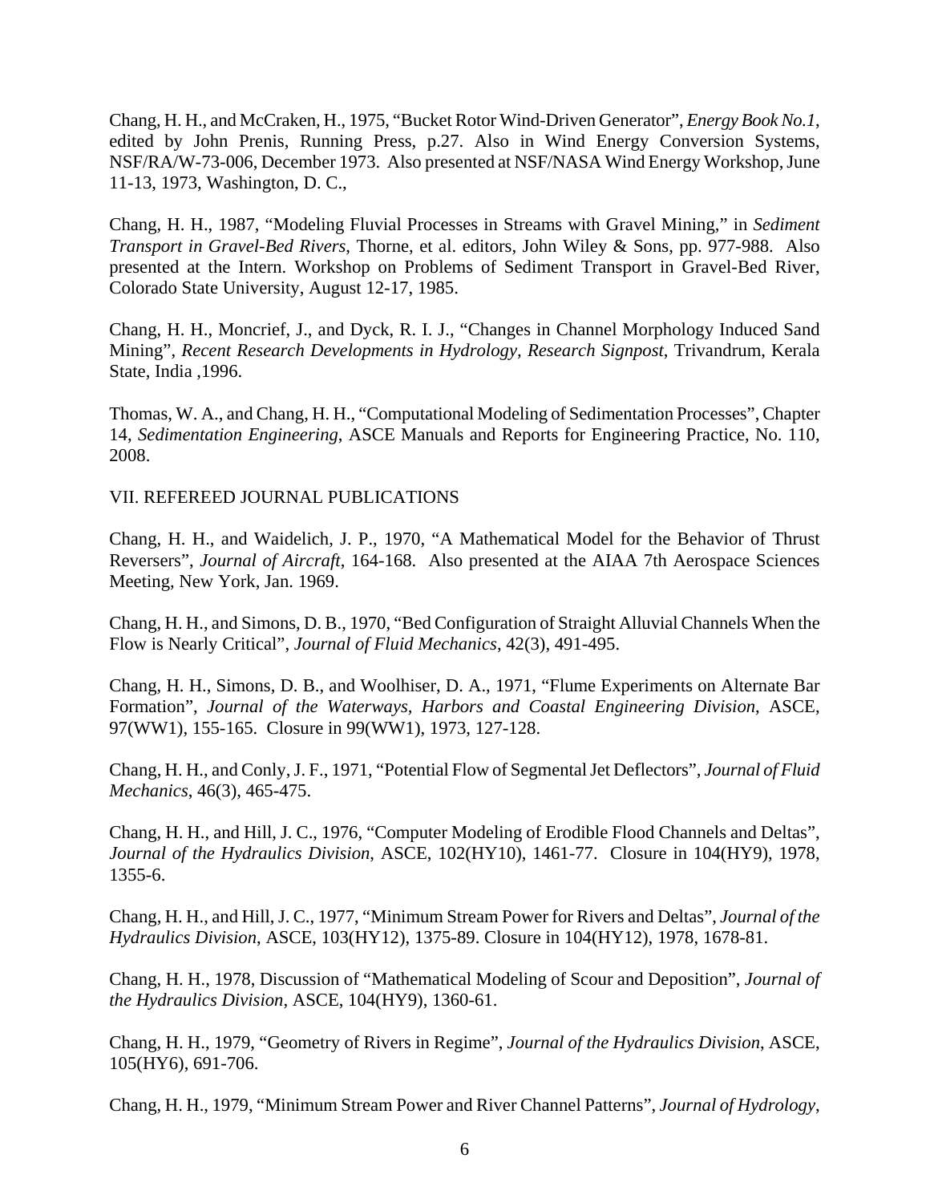Chang, H. H., and McCraken, H., 1975, "Bucket Rotor Wind-Driven Generator", *Energy Book No.1*, edited by John Prenis, Running Press, p.27. Also in Wind Energy Conversion Systems, NSF/RA/W-73-006, December 1973. Also presented at NSF/NASA Wind Energy Workshop, June 11-13, 1973, Washington, D. C.,

Chang, H. H., 1987, "Modeling Fluvial Processes in Streams with Gravel Mining," in *Sediment Transport in Gravel-Bed Rivers*, Thorne, et al. editors, John Wiley & Sons, pp. 977-988. Also presented at the Intern. Workshop on Problems of Sediment Transport in Gravel-Bed River, Colorado State University, August 12-17, 1985.

Chang, H. H., Moncrief, J., and Dyck, R. I. J., "Changes in Channel Morphology Induced Sand Mining", *Recent Research Developments in Hydrology, Research Signpost*, Trivandrum, Kerala State, India ,1996.

Thomas, W. A., and Chang, H. H., "Computational Modeling of Sedimentation Processes", Chapter 14, *Sedimentation Engineering*, ASCE Manuals and Reports for Engineering Practice, No. 110, 2008.

VII. REFEREED JOURNAL PUBLICATIONS

Chang, H. H., and Waidelich, J. P., 1970, "A Mathematical Model for the Behavior of Thrust Reversers", *Journal of Aircraft*, 164-168. Also presented at the AIAA 7th Aerospace Sciences Meeting, New York, Jan. 1969.

Chang, H. H., and Simons, D. B., 1970, "Bed Configuration of Straight Alluvial Channels When the Flow is Nearly Critical", *Journal of Fluid Mechanics*, 42(3), 491-495.

Chang, H. H., Simons, D. B., and Woolhiser, D. A., 1971, "Flume Experiments on Alternate Bar Formation", *Journal of the Waterways, Harbors and Coastal Engineering Division*, ASCE, 97(WW1), 155-165. Closure in 99(WW1), 1973, 127-128.

Chang, H. H., and Conly, J. F., 1971, "Potential Flow of Segmental Jet Deflectors", *Journal of Fluid Mechanics*, 46(3), 465-475.

Chang, H. H., and Hill, J. C., 1976, "Computer Modeling of Erodible Flood Channels and Deltas", *Journal of the Hydraulics Division*, ASCE, 102(HY10), 1461-77. Closure in 104(HY9), 1978, 1355-6.

Chang, H. H., and Hill, J. C., 1977, "Minimum Stream Power for Rivers and Deltas", *Journal of the Hydraulics Division*, ASCE, 103(HY12), 1375-89. Closure in 104(HY12), 1978, 1678-81.

Chang, H. H., 1978, Discussion of "Mathematical Modeling of Scour and Deposition", *Journal of the Hydraulics Division*, ASCE, 104(HY9), 1360-61.

Chang, H. H., 1979, "Geometry of Rivers in Regime", *Journal of the Hydraulics Division*, ASCE, 105(HY6), 691-706.

Chang, H. H., 1979, "Minimum Stream Power and River Channel Patterns", *Journal of Hydrology*,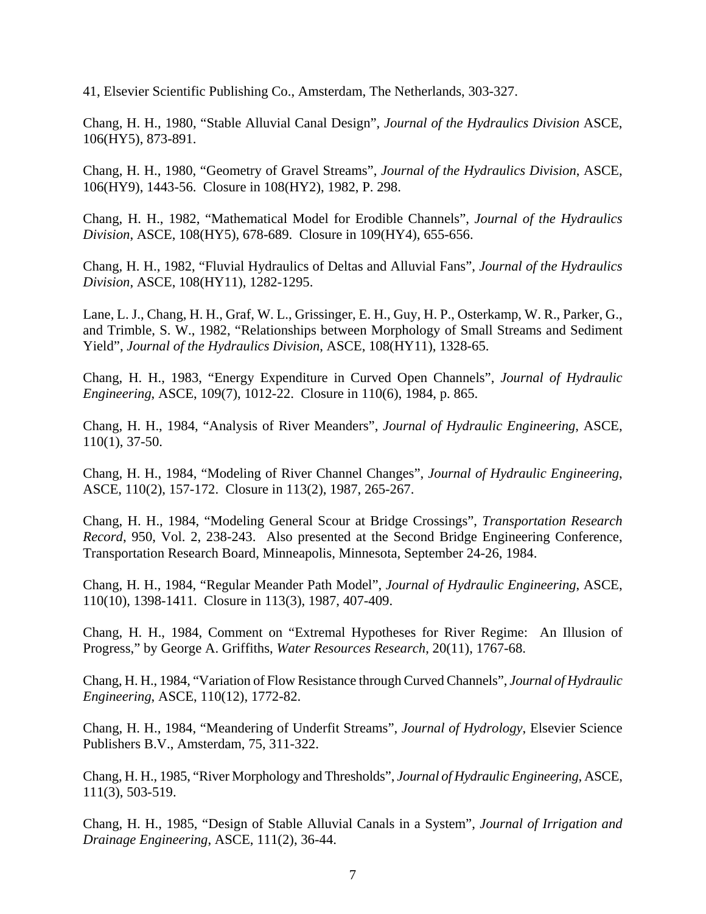41, Elsevier Scientific Publishing Co., Amsterdam, The Netherlands, 303-327.

Chang, H. H., 1980, "Stable Alluvial Canal Design", *Journal of the Hydraulics Division* ASCE, 106(HY5), 873-891.

Chang, H. H., 1980, "Geometry of Gravel Streams", *Journal of the Hydraulics Division*, ASCE, 106(HY9), 1443-56. Closure in 108(HY2), 1982, P. 298.

Chang, H. H., 1982, "Mathematical Model for Erodible Channels", *Journal of the Hydraulics Division*, ASCE, 108(HY5), 678-689. Closure in 109(HY4), 655-656.

Chang, H. H., 1982, "Fluvial Hydraulics of Deltas and Alluvial Fans", *Journal of the Hydraulics Division*, ASCE, 108(HY11), 1282-1295.

Lane, L. J., Chang, H. H., Graf, W. L., Grissinger, E. H., Guy, H. P., Osterkamp, W. R., Parker, G., and Trimble, S. W., 1982, "Relationships between Morphology of Small Streams and Sediment Yield", *Journal of the Hydraulics Division*, ASCE, 108(HY11), 1328-65.

Chang, H. H., 1983, "Energy Expenditure in Curved Open Channels", *Journal of Hydraulic Engineering*, ASCE, 109(7), 1012-22. Closure in 110(6), 1984, p. 865.

Chang, H. H., 1984, "Analysis of River Meanders", *Journal of Hydraulic Engineering*, ASCE, 110(1), 37-50.

Chang, H. H., 1984, "Modeling of River Channel Changes", *Journal of Hydraulic Engineering*, ASCE, 110(2), 157-172. Closure in 113(2), 1987, 265-267.

Chang, H. H., 1984, "Modeling General Scour at Bridge Crossings", *Transportation Research Record*, 950, Vol. 2, 238-243. Also presented at the Second Bridge Engineering Conference, Transportation Research Board, Minneapolis, Minnesota, September 24-26, 1984.

Chang, H. H., 1984, "Regular Meander Path Model", *Journal of Hydraulic Engineering*, ASCE, 110(10), 1398-1411. Closure in 113(3), 1987, 407-409.

Chang, H. H., 1984, Comment on "Extremal Hypotheses for River Regime: An Illusion of Progress," by George A. Griffiths, *Water Resources Research*, 20(11), 1767-68.

Chang, H. H., 1984, "Variation of Flow Resistance through Curved Channels", *Journal of Hydraulic Engineering*, ASCE, 110(12), 1772-82.

Chang, H. H., 1984, "Meandering of Underfit Streams", *Journal of Hydrology*, Elsevier Science Publishers B.V., Amsterdam, 75, 311-322.

Chang, H. H., 1985, "River Morphology and Thresholds", *Journal of Hydraulic Engineering*, ASCE, 111(3), 503-519.

Chang, H. H., 1985, "Design of Stable Alluvial Canals in a System", *Journal of Irrigation and Drainage Engineering*, ASCE, 111(2), 36-44.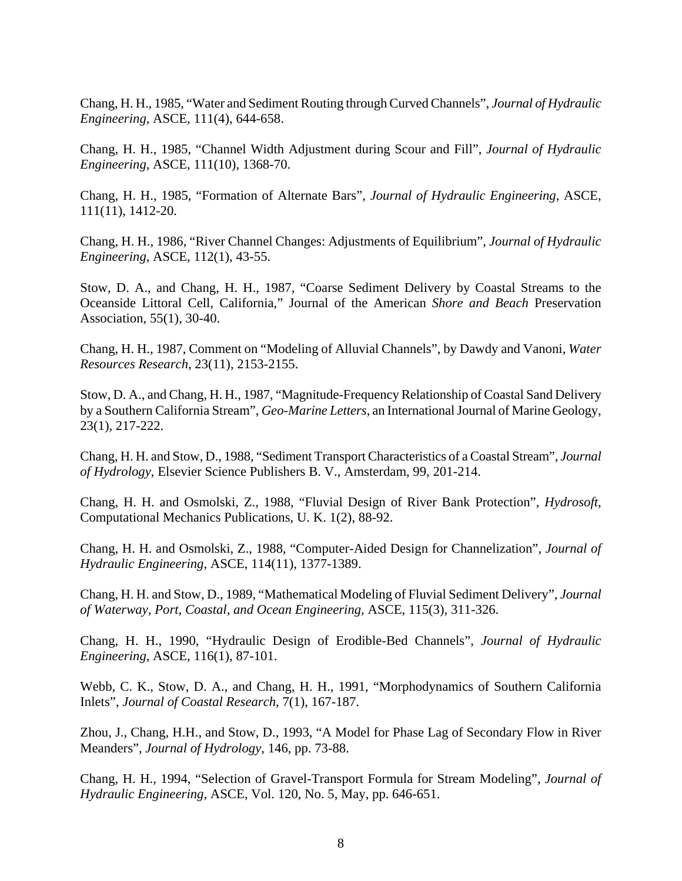Chang, H. H., 1985, "Water and Sediment Routing through Curved Channels", *Journal of Hydraulic Engineering*, ASCE, 111(4), 644-658.

Chang, H. H., 1985, "Channel Width Adjustment during Scour and Fill", *Journal of Hydraulic Engineering*, ASCE, 111(10), 1368-70.

Chang, H. H., 1985, "Formation of Alternate Bars", *Journal of Hydraulic Engineering*, ASCE, 111(11), 1412-20.

Chang, H. H., 1986, "River Channel Changes: Adjustments of Equilibrium", *Journal of Hydraulic Engineering*, ASCE, 112(1), 43-55.

Stow, D. A., and Chang, H. H., 1987, "Coarse Sediment Delivery by Coastal Streams to the Oceanside Littoral Cell, California," Journal of the American *Shore and Beach* Preservation Association, 55(1), 30-40.

Chang, H. H., 1987, Comment on "Modeling of Alluvial Channels", by Dawdy and Vanoni, *Water Resources Research*, 23(11), 2153-2155.

Stow, D. A., and Chang, H. H., 1987, "Magnitude-Frequency Relationship of Coastal Sand Delivery by a Southern California Stream", *Geo-Marine Letters*, an International Journal of Marine Geology, 23(1), 217-222.

Chang, H. H. and Stow, D., 1988, "Sediment Transport Characteristics of a Coastal Stream", *Journal of Hydrology*, Elsevier Science Publishers B. V., Amsterdam, 99, 201-214.

Chang, H. H. and Osmolski, Z., 1988, "Fluvial Design of River Bank Protection", *Hydrosoft*, Computational Mechanics Publications, U. K. 1(2), 88-92.

Chang, H. H. and Osmolski, Z., 1988, "Computer-Aided Design for Channelization", *Journal of Hydraulic Engineering*, ASCE, 114(11), 1377-1389.

Chang, H. H. and Stow, D., 1989, "Mathematical Modeling of Fluvial Sediment Delivery", *Journal of Waterway, Port, Coastal, and Ocean Engineering*, ASCE, 115(3), 311-326.

Chang, H. H., 1990, "Hydraulic Design of Erodible-Bed Channels", *Journal of Hydraulic Engineering*, ASCE, 116(1), 87-101.

Webb, C. K., Stow, D. A., and Chang, H. H., 1991, "Morphodynamics of Southern California Inlets", *Journal of Coastal Research*, 7(1), 167-187.

Zhou, J., Chang, H.H., and Stow, D., 1993, "A Model for Phase Lag of Secondary Flow in River Meanders", *Journal of Hydrology*, 146, pp. 73-88.

Chang, H. H., 1994, "Selection of Gravel-Transport Formula for Stream Modeling", *Journal of Hydraulic Engineering*, ASCE, Vol. 120, No. 5, May, pp. 646-651.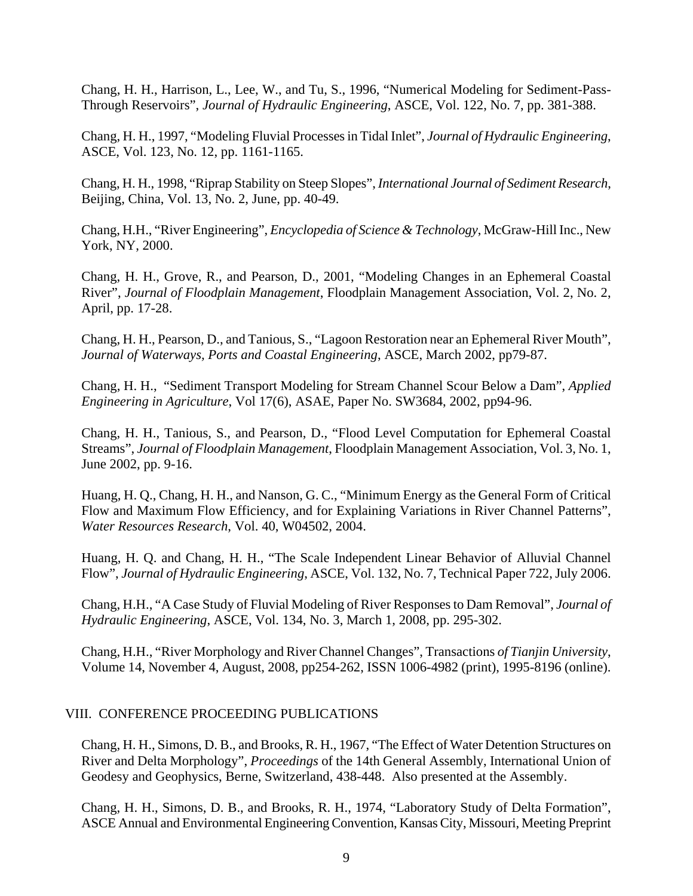Chang, H. H., Harrison, L., Lee, W., and Tu, S., 1996, "Numerical Modeling for Sediment-Pass-Through Reservoirs", *Journal of Hydraulic Engineering*, ASCE, Vol. 122, No. 7, pp. 381-388.

Chang, H. H., 1997, "Modeling Fluvial Processes in Tidal Inlet", *Journal of Hydraulic Engineering*, ASCE, Vol. 123, No. 12, pp. 1161-1165.

Chang, H. H., 1998, "Riprap Stability on Steep Slopes", *International Journal of Sediment Research*, Beijing, China, Vol. 13, No. 2, June, pp. 40-49.

Chang, H.H., "River Engineering", *Encyclopedia of Science & Technology*, McGraw-Hill Inc., New York, NY, 2000.

Chang, H. H., Grove, R., and Pearson, D., 2001, "Modeling Changes in an Ephemeral Coastal River", *Journal of Floodplain Management*, Floodplain Management Association, Vol. 2, No. 2, April, pp. 17-28.

Chang, H. H., Pearson, D., and Tanious, S., "Lagoon Restoration near an Ephemeral River Mouth", *Journal of Waterways, Ports and Coastal Engineering*, ASCE, March 2002, pp79-87.

Chang, H. H., "Sediment Transport Modeling for Stream Channel Scour Below a Dam", *Applied Engineering in Agriculture*, Vol 17(6), ASAE, Paper No. SW3684, 2002, pp94-96.

Chang, H. H., Tanious, S., and Pearson, D., "Flood Level Computation for Ephemeral Coastal Streams", *Journal of Floodplain Management*, Floodplain Management Association, Vol. 3, No. 1, June 2002, pp. 9-16.

Huang, H. Q., Chang, H. H., and Nanson, G. C., "Minimum Energy as the General Form of Critical Flow and Maximum Flow Efficiency, and for Explaining Variations in River Channel Patterns", *Water Resources Research*, Vol. 40, W04502, 2004.

Huang, H. Q. and Chang, H. H., "The Scale Independent Linear Behavior of Alluvial Channel Flow", *Journal of Hydraulic Engineering*, ASCE, Vol. 132, No. 7, Technical Paper 722, July 2006.

Chang, H.H., "A Case Study of Fluvial Modeling of River Responses to Dam Removal", *Journal of Hydraulic Engineering*, ASCE, Vol. 134, No. 3, March 1, 2008, pp. 295-302.

Chang, H.H., "River Morphology and River Channel Changes", Transactions *of Tianjin University*, Volume 14, November 4, August, 2008, pp254-262, ISSN 1006-4982 (print), 1995-8196 (online).

## VIII. CONFERENCE PROCEEDING PUBLICATIONS

Chang, H. H., Simons, D. B., and Brooks, R. H., 1967, "The Effect of Water Detention Structures on River and Delta Morphology", *Proceedings* of the 14th General Assembly, International Union of Geodesy and Geophysics, Berne, Switzerland, 438-448. Also presented at the Assembly.

Chang, H. H., Simons, D. B., and Brooks, R. H., 1974, "Laboratory Study of Delta Formation", ASCE Annual and Environmental Engineering Convention, Kansas City, Missouri, Meeting Preprint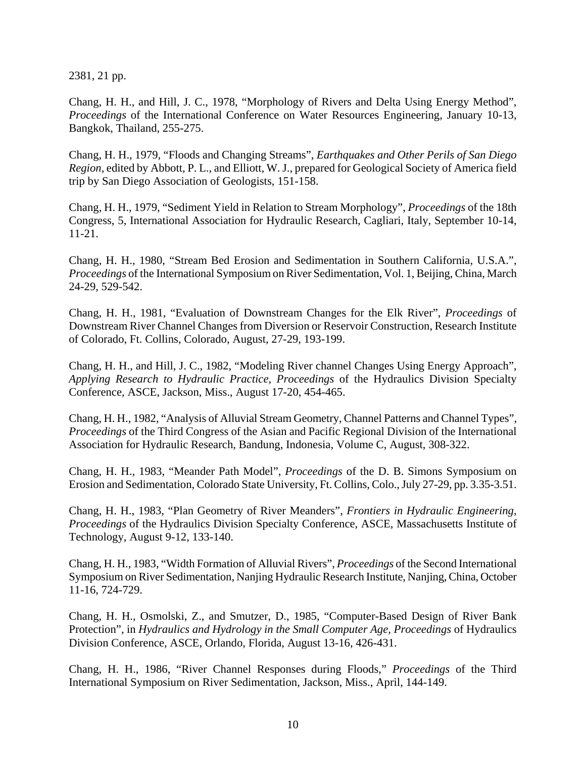2381, 21 pp.

Chang, H. H., and Hill, J. C., 1978, "Morphology of Rivers and Delta Using Energy Method", *Proceedings* of the International Conference on Water Resources Engineering, January 10-13, Bangkok, Thailand, 255-275.

Chang, H. H., 1979, "Floods and Changing Streams", *Earthquakes and Other Perils of San Diego Region*, edited by Abbott, P. L., and Elliott, W. J., prepared for Geological Society of America field trip by San Diego Association of Geologists, 151-158.

Chang, H. H., 1979, "Sediment Yield in Relation to Stream Morphology", *Proceedings* of the 18th Congress, 5, International Association for Hydraulic Research, Cagliari, Italy, September 10-14, 11-21.

Chang, H. H., 1980, "Stream Bed Erosion and Sedimentation in Southern California, U.S.A.", *Proceedings* of the International Symposium on River Sedimentation, Vol. 1, Beijing, China, March 24-29, 529-542.

Chang, H. H., 1981, "Evaluation of Downstream Changes for the Elk River", *Proceedings* of Downstream River Channel Changes from Diversion or Reservoir Construction, Research Institute of Colorado, Ft. Collins, Colorado, August, 27-29, 193-199.

Chang, H. H., and Hill, J. C., 1982, "Modeling River channel Changes Using Energy Approach", *Applying Research to Hydraulic Practice*, *Proceedings* of the Hydraulics Division Specialty Conference, ASCE, Jackson, Miss., August 17-20, 454-465.

Chang, H. H., 1982, "Analysis of Alluvial Stream Geometry, Channel Patterns and Channel Types", *Proceedings* of the Third Congress of the Asian and Pacific Regional Division of the International Association for Hydraulic Research, Bandung, Indonesia, Volume C, August, 308-322.

Chang, H. H., 1983, "Meander Path Model", *Proceedings* of the D. B. Simons Symposium on Erosion and Sedimentation, Colorado State University, Ft. Collins, Colo., July 27-29, pp. 3.35-3.51.

Chang, H. H., 1983, "Plan Geometry of River Meanders", *Frontiers in Hydraulic Engineering, Proceedings* of the Hydraulics Division Specialty Conference, ASCE, Massachusetts Institute of Technology, August 9-12, 133-140.

Chang, H. H., 1983, "Width Formation of Alluvial Rivers", *Proceedings* of the Second International Symposium on River Sedimentation, Nanjing Hydraulic Research Institute, Nanjing, China, October 11-16, 724-729.

Chang, H. H., Osmolski, Z., and Smutzer, D., 1985, "Computer-Based Design of River Bank Protection", in *Hydraulics and Hydrology in the Small Computer Age*, *Proceedings* of Hydraulics Division Conference, ASCE, Orlando, Florida, August 13-16, 426-431.

Chang, H. H., 1986, "River Channel Responses during Floods," *Proceedings* of the Third International Symposium on River Sedimentation, Jackson, Miss., April, 144-149.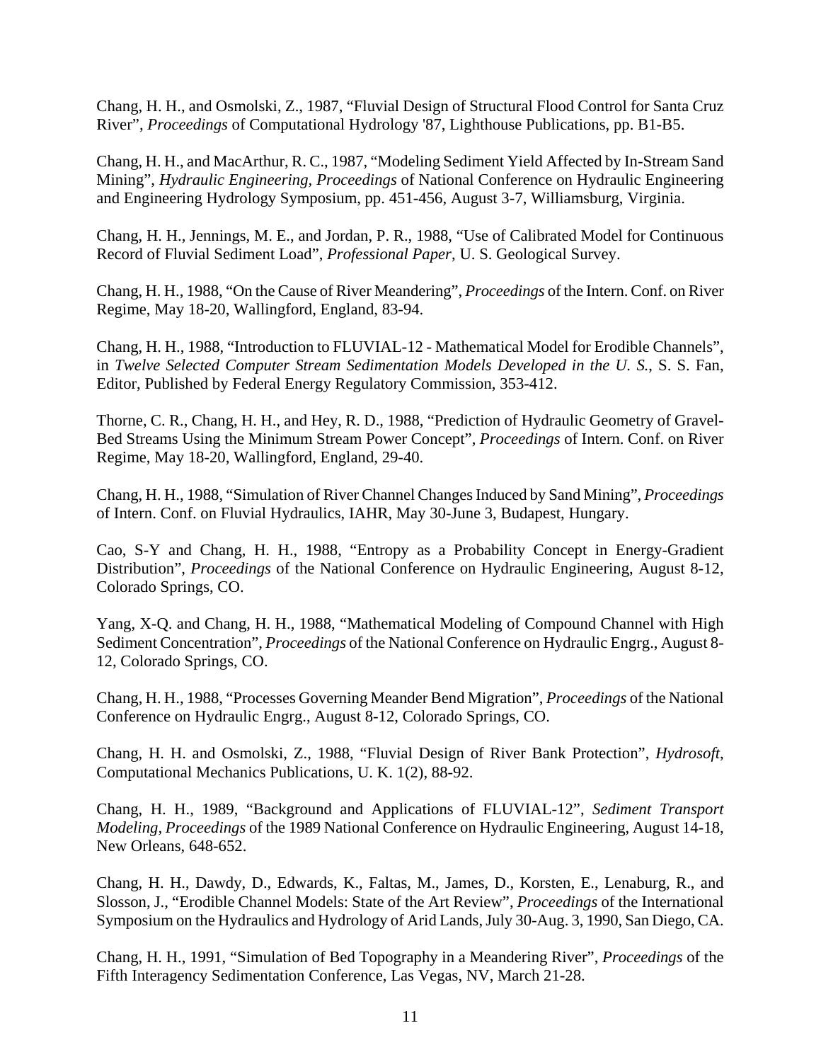Chang, H. H., and Osmolski, Z., 1987, “Fluvial Design of Structural Flood Control for Santa Cruz River”, *Proceedings* of Computational Hydrology '87, Lighthouse Publications, pp. B1-B5.

Chang, H. H., and MacArthur, R. C., 1987, “Modeling Sediment Yield Affected by In-Stream Sand Mining”, *Hydraulic Engineering, Proceedings* of National Conference on Hydraulic Engineering and Engineering Hydrology Symposium, pp. 451-456, August 3-7, Williamsburg, Virginia.

Chang, H. H., Jennings, M. E., and Jordan, P. R., 1988, “Use of Calibrated Model for Continuous Record of Fluvial Sediment Load”, *Professional Paper*, U. S. Geological Survey.

Chang, H. H., 1988, “On the Cause of River Meandering”, *Proceedings* of the Intern. Conf. on River Regime, May 18-20, Wallingford, England, 83-94.

Chang, H. H., 1988, “Introduction to FLUVIAL-12 - Mathematical Model for Erodible Channels”, in *Twelve Selected Computer Stream Sedimentation Models Developed in the U. S.*, S. S. Fan, Editor, Published by Federal Energy Regulatory Commission, 353-412.

Thorne, C. R., Chang, H. H., and Hey, R. D., 1988, “Prediction of Hydraulic Geometry of Gravel-Bed Streams Using the Minimum Stream Power Concept”, *Proceedings* of Intern. Conf. on River Regime, May 18-20, Wallingford, England, 29-40.

Chang, H. H., 1988, “Simulation of River Channel Changes Induced by Sand Mining”, *Proceedings* of Intern. Conf. on Fluvial Hydraulics, IAHR, May 30-June 3, Budapest, Hungary.

Cao, S-Y and Chang, H. H., 1988, “Entropy as a Probability Concept in Energy-Gradient Distribution”, *Proceedings* of the National Conference on Hydraulic Engineering, August 8-12, Colorado Springs, CO.

Yang, X-Q. and Chang, H. H., 1988, “Mathematical Modeling of Compound Channel with High Sediment Concentration”, *Proceedings* of the National Conference on Hydraulic Engrg., August 8-12, Colorado Springs, CO.

Chang, H. H., 1988, “Processes Governing Meander Bend Migration”, *Proceedings* of the National Conference on Hydraulic Engrg., August 8-12, Colorado Springs, CO.

Chang, H. H. and Osmolski, Z., 1988, “Fluvial Design of River Bank Protection”, *Hydrosoft*, Computational Mechanics Publications, U. K. 1(2), 88-92.

Chang, H. H., 1989, “Background and Applications of FLUVIAL-12”, *Sediment Transport Modeling, Proceedings* of the 1989 National Conference on Hydraulic Engineering, August 14-18, New Orleans, 648-652.

Chang, H. H., Dawdy, D., Edwards, K., Faltas, M., James, D., Korsten, E., Lenaburg, R., and Slosson, J., “Erodible Channel Models: State of the Art Review”, *Proceedings* of the International Symposium on the Hydraulics and Hydrology of Arid Lands, July 30-Aug. 3, 1990, San Diego, CA.

Chang, H. H., 1991, “Simulation of Bed Topography in a Meandering River”, *Proceedings* of the Fifth Interagency Sedimentation Conference, Las Vegas, NV, March 21-28.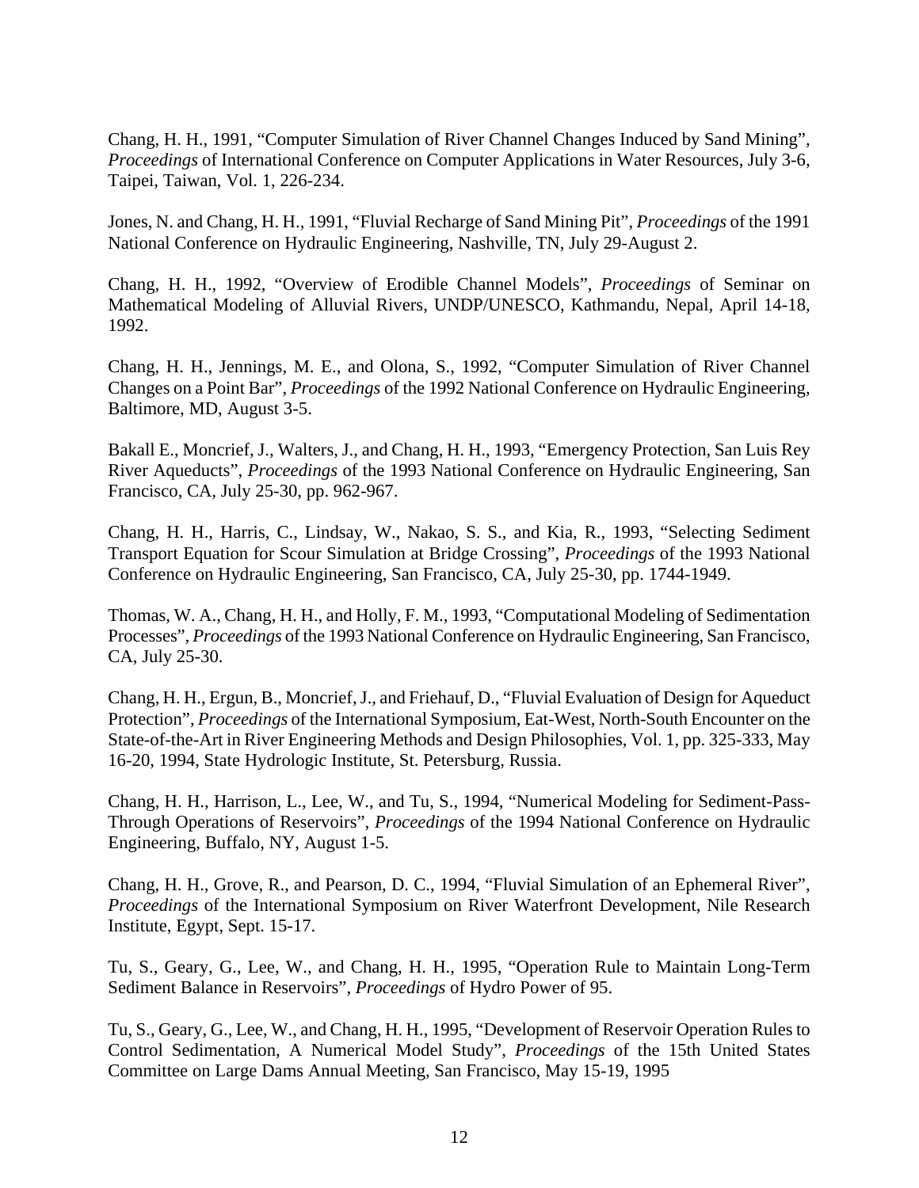Chang, H. H., 1991, "Computer Simulation of River Channel Changes Induced by Sand Mining", *Proceedings* of International Conference on Computer Applications in Water Resources, July 3-6, Taipei, Taiwan, Vol. 1, 226-234.

Jones, N. and Chang, H. H., 1991, "Fluvial Recharge of Sand Mining Pit", *Proceedings* of the 1991 National Conference on Hydraulic Engineering, Nashville, TN, July 29-August 2.

Chang, H. H., 1992, "Overview of Erodible Channel Models", *Proceedings* of Seminar on Mathematical Modeling of Alluvial Rivers, UNDP/UNESCO, Kathmandu, Nepal, April 14-18, 1992.

Chang, H. H., Jennings, M. E., and Olona, S., 1992, "Computer Simulation of River Channel Changes on a Point Bar", *Proceedings* of the 1992 National Conference on Hydraulic Engineering, Baltimore, MD, August 3-5.

Bakall E., Moncrief, J., Walters, J., and Chang, H. H., 1993, "Emergency Protection, San Luis Rey River Aqueducts", *Proceedings* of the 1993 National Conference on Hydraulic Engineering, San Francisco, CA, July 25-30, pp. 962-967.

Chang, H. H., Harris, C., Lindsay, W., Nakao, S. S., and Kia, R., 1993, "Selecting Sediment Transport Equation for Scour Simulation at Bridge Crossing", *Proceedings* of the 1993 National Conference on Hydraulic Engineering, San Francisco, CA, July 25-30, pp. 1744-1949.

Thomas, W. A., Chang, H. H., and Holly, F. M., 1993, "Computational Modeling of Sedimentation Processes", *Proceedings* of the 1993 National Conference on Hydraulic Engineering, San Francisco, CA, July 25-30.

Chang, H. H., Ergun, B., Moncrief, J., and Friehauf, D., "Fluvial Evaluation of Design for Aqueduct Protection", *Proceedings* of the International Symposium, Eat-West, North-South Encounter on the State-of-the-Art in River Engineering Methods and Design Philosophies, Vol. 1, pp. 325-333, May 16-20, 1994, State Hydrologic Institute, St. Petersburg, Russia.

Chang, H. H., Harrison, L., Lee, W., and Tu, S., 1994, "Numerical Modeling for Sediment-Pass-Through Operations of Reservoirs", *Proceedings* of the 1994 National Conference on Hydraulic Engineering, Buffalo, NY, August 1-5.

Chang, H. H., Grove, R., and Pearson, D. C., 1994, "Fluvial Simulation of an Ephemeral River", *Proceedings* of the International Symposium on River Waterfront Development, Nile Research Institute, Egypt, Sept. 15-17.

Tu, S., Geary, G., Lee, W., and Chang, H. H., 1995, "Operation Rule to Maintain Long-Term Sediment Balance in Reservoirs", *Proceedings* of Hydro Power of 95.

Tu, S., Geary, G., Lee, W., and Chang, H. H., 1995, "Development of Reservoir Operation Rules to Control Sedimentation, A Numerical Model Study", *Proceedings* of the 15th United States Committee on Large Dams Annual Meeting, San Francisco, May 15-19, 1995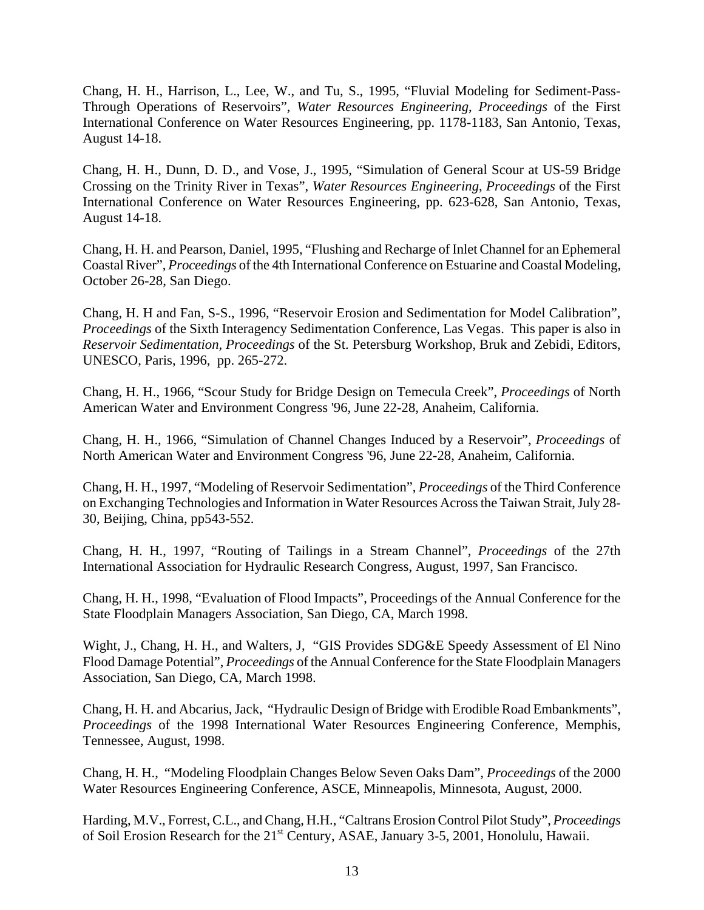Chang, H. H., Harrison, L., Lee, W., and Tu, S., 1995, "Fluvial Modeling for Sediment-Pass-Through Operations of Reservoirs", *Water Resources Engineering*, *Proceedings* of the First International Conference on Water Resources Engineering, pp. 1178-1183, San Antonio, Texas, August 14-18.

Chang, H. H., Dunn, D. D., and Vose, J., 1995, "Simulation of General Scour at US-59 Bridge Crossing on the Trinity River in Texas", *Water Resources Engineering*, *Proceedings* of the First International Conference on Water Resources Engineering, pp. 623-628, San Antonio, Texas, August 14-18.

Chang, H. H. and Pearson, Daniel, 1995, "Flushing and Recharge of Inlet Channel for an Ephemeral Coastal River", *Proceedings* of the 4th International Conference on Estuarine and Coastal Modeling, October 26-28, San Diego.

Chang, H. H and Fan, S-S., 1996, "Reservoir Erosion and Sedimentation for Model Calibration", *Proceedings* of the Sixth Interagency Sedimentation Conference, Las Vegas. This paper is also in *Reservoir Sedimentation*, *Proceedings* of the St. Petersburg Workshop, Bruk and Zebidi, Editors, UNESCO, Paris, 1996, pp. 265-272.

Chang, H. H., 1966, "Scour Study for Bridge Design on Temecula Creek", *Proceedings* of North American Water and Environment Congress '96, June 22-28, Anaheim, California.

Chang, H. H., 1966, "Simulation of Channel Changes Induced by a Reservoir", *Proceedings* of North American Water and Environment Congress '96, June 22-28, Anaheim, California.

Chang, H. H., 1997, "Modeling of Reservoir Sedimentation", *Proceedings* of the Third Conference on Exchanging Technologies and Information in Water Resources Across the Taiwan Strait, July 28-30, Beijing, China, pp543-552.

Chang, H. H., 1997, "Routing of Tailings in a Stream Channel", *Proceedings* of the 27th International Association for Hydraulic Research Congress, August, 1997, San Francisco.

Chang, H. H., 1998, "Evaluation of Flood Impacts", Proceedings of the Annual Conference for the State Floodplain Managers Association, San Diego, CA, March 1998.

Wight, J., Chang, H. H., and Walters, J, "GIS Provides SDG&E Speedy Assessment of El Nino Flood Damage Potential", *Proceedings* of the Annual Conference for the State Floodplain Managers Association, San Diego, CA, March 1998.

Chang, H. H. and Abcarius, Jack, "Hydraulic Design of Bridge with Erodible Road Embankments", *Proceedings* of the 1998 International Water Resources Engineering Conference, Memphis, Tennessee, August, 1998.

Chang, H. H., "Modeling Floodplain Changes Below Seven Oaks Dam", *Proceedings* of the 2000 Water Resources Engineering Conference, ASCE, Minneapolis, Minnesota, August, 2000.

Harding, M.V., Forrest, C.L., and Chang, H.H., "Caltrans Erosion Control Pilot Study", *Proceedings* of Soil Erosion Research for the 21st Century, ASAE, January 3-5, 2001, Honolulu, Hawaii.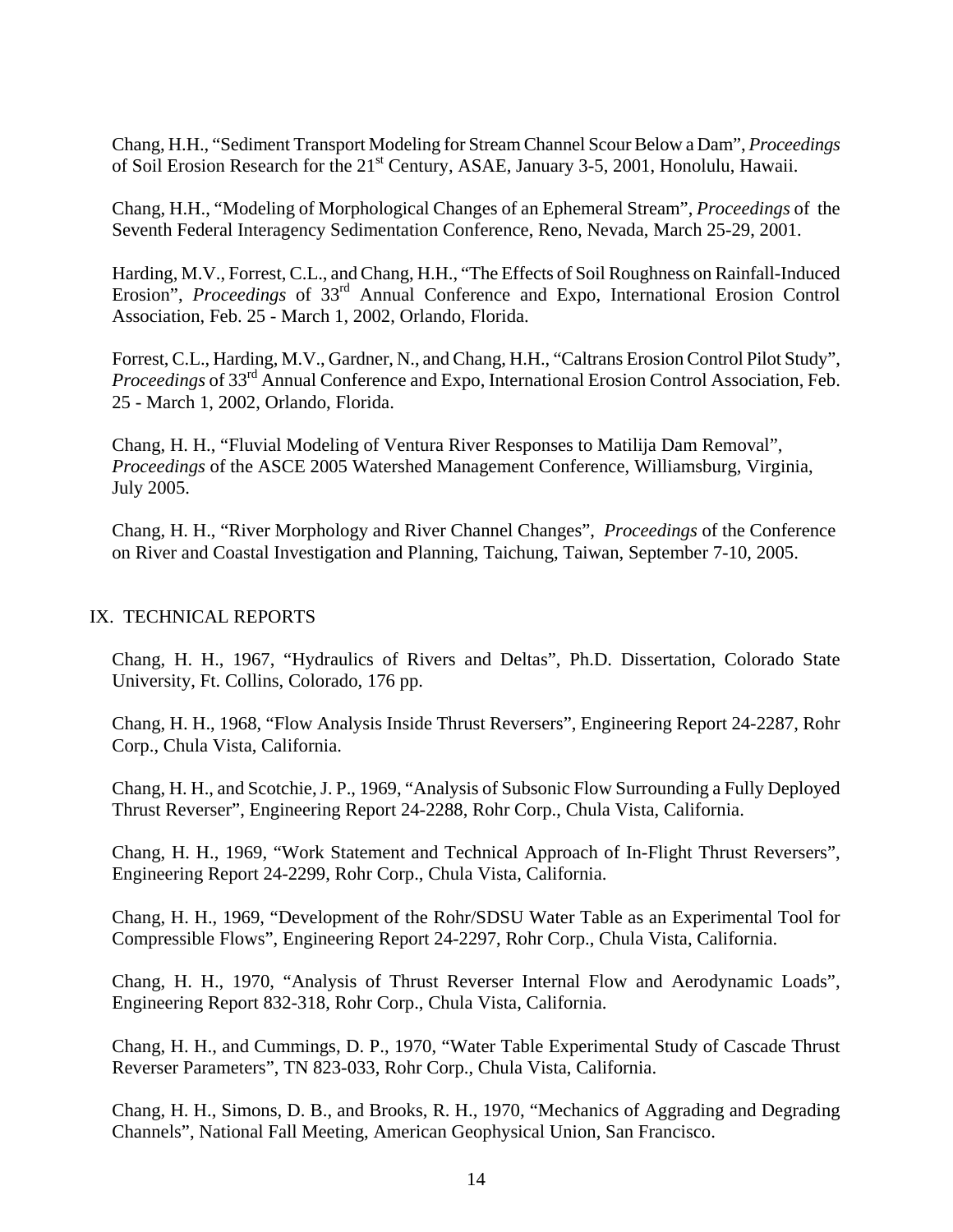Chang, H.H., "Sediment Transport Modeling for Stream Channel Scour Below a Dam", *Proceedings* of Soil Erosion Research for the 21st Century, ASAE, January 3-5, 2001, Honolulu, Hawaii.

Chang, H.H., "Modeling of Morphological Changes of an Ephemeral Stream", *Proceedings* of the Seventh Federal Interagency Sedimentation Conference, Reno, Nevada, March 25-29, 2001.

Harding, M.V., Forrest, C.L., and Chang, H.H., "The Effects of Soil Roughness on Rainfall-Induced Erosion", *Proceedings* of 33rd Annual Conference and Expo, International Erosion Control Association, Feb. 25 - March 1, 2002, Orlando, Florida.

Forrest, C.L., Harding, M.V., Gardner, N., and Chang, H.H., "Caltrans Erosion Control Pilot Study", *Proceedings* of 33rd Annual Conference and Expo, International Erosion Control Association, Feb. 25 - March 1, 2002, Orlando, Florida.

Chang, H. H., "Fluvial Modeling of Ventura River Responses to Matilija Dam Removal", *Proceedings* of the ASCE 2005 Watershed Management Conference, Williamsburg, Virginia, July 2005.

Chang, H. H., "River Morphology and River Channel Changes", *Proceedings* of the Conference on River and Coastal Investigation and Planning, Taichung, Taiwan, September 7-10, 2005.

## IX. TECHNICAL REPORTS

Chang, H. H., 1967, "Hydraulics of Rivers and Deltas", Ph.D. Dissertation, Colorado State University, Ft. Collins, Colorado, 176 pp.

Chang, H. H., 1968, "Flow Analysis Inside Thrust Reversers", Engineering Report 24-2287, Rohr Corp., Chula Vista, California.

Chang, H. H., and Scotchie, J. P., 1969, "Analysis of Subsonic Flow Surrounding a Fully Deployed Thrust Reverser", Engineering Report 24-2288, Rohr Corp., Chula Vista, California.

Chang, H. H., 1969, "Work Statement and Technical Approach of In-Flight Thrust Reversers", Engineering Report 24-2299, Rohr Corp., Chula Vista, California.

Chang, H. H., 1969, "Development of the Rohr/SDSU Water Table as an Experimental Tool for Compressible Flows", Engineering Report 24-2297, Rohr Corp., Chula Vista, California.

Chang, H. H., 1970, "Analysis of Thrust Reverser Internal Flow and Aerodynamic Loads", Engineering Report 832-318, Rohr Corp., Chula Vista, California.

Chang, H. H., and Cummings, D. P., 1970, "Water Table Experimental Study of Cascade Thrust Reverser Parameters", TN 823-033, Rohr Corp., Chula Vista, California.

Chang, H. H., Simons, D. B., and Brooks, R. H., 1970, "Mechanics of Aggrading and Degrading Channels", National Fall Meeting, American Geophysical Union, San Francisco.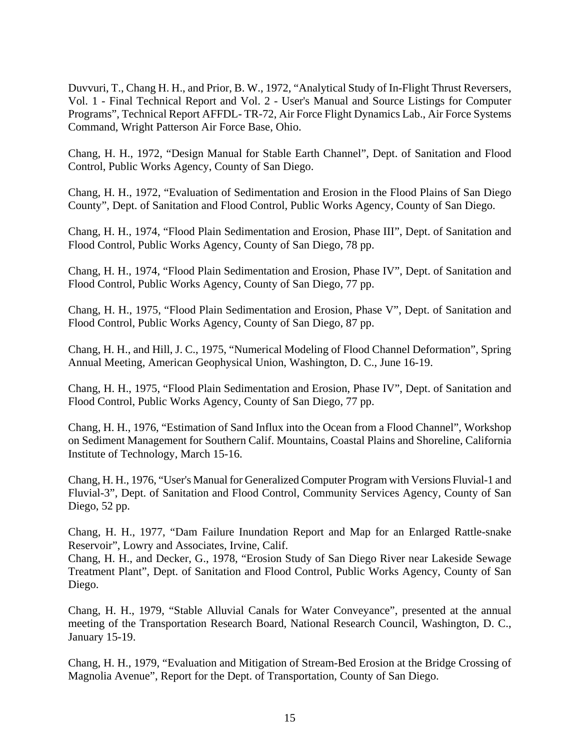Duvvuri, T., Chang H. H., and Prior, B. W., 1972, "Analytical Study of In-Flight Thrust Reversers, Vol. 1 - Final Technical Report and Vol. 2 - User's Manual and Source Listings for Computer Programs", Technical Report AFFDL- TR-72, Air Force Flight Dynamics Lab., Air Force Systems Command, Wright Patterson Air Force Base, Ohio.

Chang, H. H., 1972, "Design Manual for Stable Earth Channel", Dept. of Sanitation and Flood Control, Public Works Agency, County of San Diego.

Chang, H. H., 1972, "Evaluation of Sedimentation and Erosion in the Flood Plains of San Diego County", Dept. of Sanitation and Flood Control, Public Works Agency, County of San Diego.

Chang, H. H., 1974, "Flood Plain Sedimentation and Erosion, Phase III", Dept. of Sanitation and Flood Control, Public Works Agency, County of San Diego, 78 pp.

Chang, H. H., 1974, "Flood Plain Sedimentation and Erosion, Phase IV", Dept. of Sanitation and Flood Control, Public Works Agency, County of San Diego, 77 pp.

Chang, H. H., 1975, "Flood Plain Sedimentation and Erosion, Phase V", Dept. of Sanitation and Flood Control, Public Works Agency, County of San Diego, 87 pp.

Chang, H. H., and Hill, J. C., 1975, "Numerical Modeling of Flood Channel Deformation", Spring Annual Meeting, American Geophysical Union, Washington, D. C., June 16-19.

Chang, H. H., 1975, "Flood Plain Sedimentation and Erosion, Phase IV", Dept. of Sanitation and Flood Control, Public Works Agency, County of San Diego, 77 pp.

Chang, H. H., 1976, "Estimation of Sand Influx into the Ocean from a Flood Channel", Workshop on Sediment Management for Southern Calif. Mountains, Coastal Plains and Shoreline, California Institute of Technology, March 15-16.

Chang, H. H., 1976, "User's Manual for Generalized Computer Program with Versions Fluvial-1 and Fluvial-3", Dept. of Sanitation and Flood Control, Community Services Agency, County of San Diego, 52 pp.

Chang, H. H., 1977, "Dam Failure Inundation Report and Map for an Enlarged Rattle-snake Reservoir", Lowry and Associates, Irvine, Calif.

Chang, H. H., and Decker, G., 1978, "Erosion Study of San Diego River near Lakeside Sewage Treatment Plant", Dept. of Sanitation and Flood Control, Public Works Agency, County of San Diego.

Chang, H. H., 1979, "Stable Alluvial Canals for Water Conveyance", presented at the annual meeting of the Transportation Research Board, National Research Council, Washington, D. C., January 15-19.

Chang, H. H., 1979, "Evaluation and Mitigation of Stream-Bed Erosion at the Bridge Crossing of Magnolia Avenue", Report for the Dept. of Transportation, County of San Diego.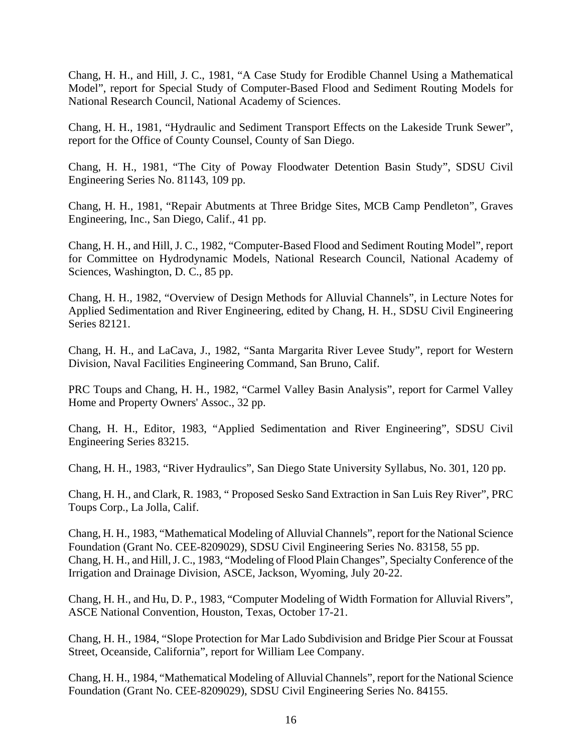Chang, H. H., and Hill, J. C., 1981, “A Case Study for Erodible Channel Using a Mathematical Model”, report for Special Study of Computer-Based Flood and Sediment Routing Models for National Research Council, National Academy of Sciences.

Chang, H. H., 1981, “Hydraulic and Sediment Transport Effects on the Lakeside Trunk Sewer”, report for the Office of County Counsel, County of San Diego.

Chang, H. H., 1981, “The City of Poway Floodwater Detention Basin Study”, SDSU Civil Engineering Series No. 81143, 109 pp.

Chang, H. H., 1981, “Repair Abutments at Three Bridge Sites, MCB Camp Pendleton”, Graves Engineering, Inc., San Diego, Calif., 41 pp.

Chang, H. H., and Hill, J. C., 1982, “Computer-Based Flood and Sediment Routing Model”, report for Committee on Hydrodynamic Models, National Research Council, National Academy of Sciences, Washington, D. C., 85 pp.

Chang, H. H., 1982, “Overview of Design Methods for Alluvial Channels”, in Lecture Notes for Applied Sedimentation and River Engineering, edited by Chang, H. H., SDSU Civil Engineering Series 82121.

Chang, H. H., and LaCava, J., 1982, “Santa Margarita River Levee Study”, report for Western Division, Naval Facilities Engineering Command, San Bruno, Calif.

PRC Toups and Chang, H. H., 1982, “Carmel Valley Basin Analysis”, report for Carmel Valley Home and Property Owners' Assoc., 32 pp.

Chang, H. H., Editor, 1983, “Applied Sedimentation and River Engineering”, SDSU Civil Engineering Series 83215.

Chang, H. H., 1983, “River Hydraulics”, San Diego State University Syllabus, No. 301, 120 pp.

Chang, H. H., and Clark, R. 1983, “ Proposed Sesko Sand Extraction in San Luis Rey River”, PRC Toups Corp., La Jolla, Calif.

Chang, H. H., 1983, “Mathematical Modeling of Alluvial Channels”, report for the National Science Foundation (Grant No. CEE-8209029), SDSU Civil Engineering Series No. 83158, 55 pp.

Chang, H. H., and Hill, J. C., 1983, “Modeling of Flood Plain Changes”, Specialty Conference of the Irrigation and Drainage Division, ASCE, Jackson, Wyoming, July 20-22.

Chang, H. H., and Hu, D. P., 1983, “Computer Modeling of Width Formation for Alluvial Rivers”, ASCE National Convention, Houston, Texas, October 17-21.

Chang, H. H., 1984, “Slope Protection for Mar Lado Subdivision and Bridge Pier Scour at Foussat Street, Oceanside, California”, report for William Lee Company.

Chang, H. H., 1984, “Mathematical Modeling of Alluvial Channels”, report for the National Science Foundation (Grant No. CEE-8209029), SDSU Civil Engineering Series No. 84155.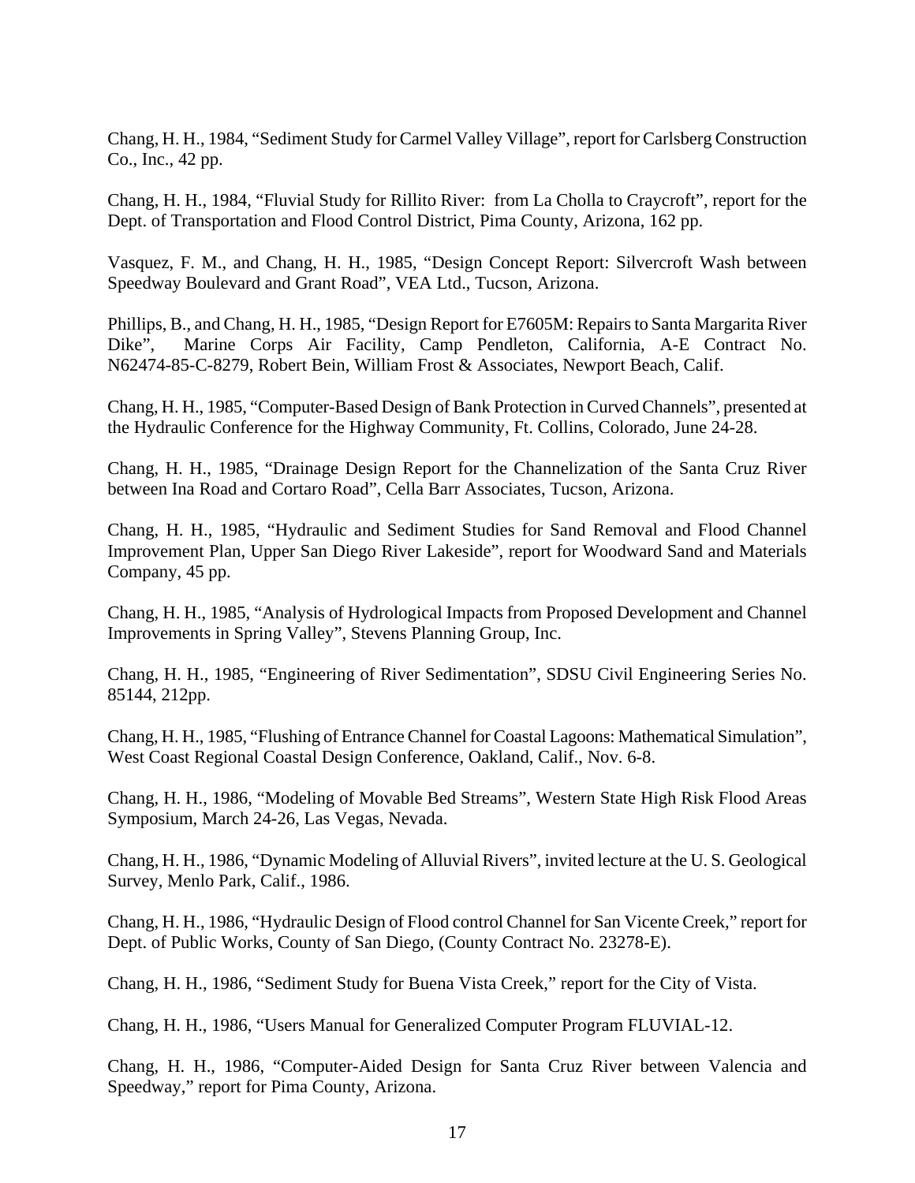Chang, H. H., 1984, "Sediment Study for Carmel Valley Village", report for Carlsberg Construction Co., Inc., 42 pp.

Chang, H. H., 1984, "Fluvial Study for Rillito River: from La Cholla to Craycroft", report for the Dept. of Transportation and Flood Control District, Pima County, Arizona, 162 pp.

Vasquez, F. M., and Chang, H. H., 1985, "Design Concept Report: Silvercroft Wash between Speedway Boulevard and Grant Road", VEA Ltd., Tucson, Arizona.

Phillips, B., and Chang, H. H., 1985, "Design Report for E7605M: Repairs to Santa Margarita River Dike", Marine Corps Air Facility, Camp Pendleton, California, A-E Contract No. N62474-85-C-8279, Robert Bein, William Frost & Associates, Newport Beach, Calif.

Chang, H. H., 1985, "Computer-Based Design of Bank Protection in Curved Channels", presented at the Hydraulic Conference for the Highway Community, Ft. Collins, Colorado, June 24-28.

Chang, H. H., 1985, "Drainage Design Report for the Channelization of the Santa Cruz River between Ina Road and Cortaro Road", Cella Barr Associates, Tucson, Arizona.

Chang, H. H., 1985, "Hydraulic and Sediment Studies for Sand Removal and Flood Channel Improvement Plan, Upper San Diego River Lakeside", report for Woodward Sand and Materials Company, 45 pp.

Chang, H. H., 1985, "Analysis of Hydrological Impacts from Proposed Development and Channel Improvements in Spring Valley", Stevens Planning Group, Inc.

Chang, H. H., 1985, "Engineering of River Sedimentation", SDSU Civil Engineering Series No. 85144, 212pp.

Chang, H. H., 1985, "Flushing of Entrance Channel for Coastal Lagoons: Mathematical Simulation", West Coast Regional Coastal Design Conference, Oakland, Calif., Nov. 6-8.

Chang, H. H., 1986, "Modeling of Movable Bed Streams", Western State High Risk Flood Areas Symposium, March 24-26, Las Vegas, Nevada.

Chang, H. H., 1986, "Dynamic Modeling of Alluvial Rivers", invited lecture at the U. S. Geological Survey, Menlo Park, Calif., 1986.

Chang, H. H., 1986, "Hydraulic Design of Flood control Channel for San Vicente Creek," report for Dept. of Public Works, County of San Diego, (County Contract No. 23278-E).

Chang, H. H., 1986, "Sediment Study for Buena Vista Creek," report for the City of Vista.

Chang, H. H., 1986, "Users Manual for Generalized Computer Program FLUVIAL-12.

Chang, H. H., 1986, "Computer-Aided Design for Santa Cruz River between Valencia and Speedway," report for Pima County, Arizona.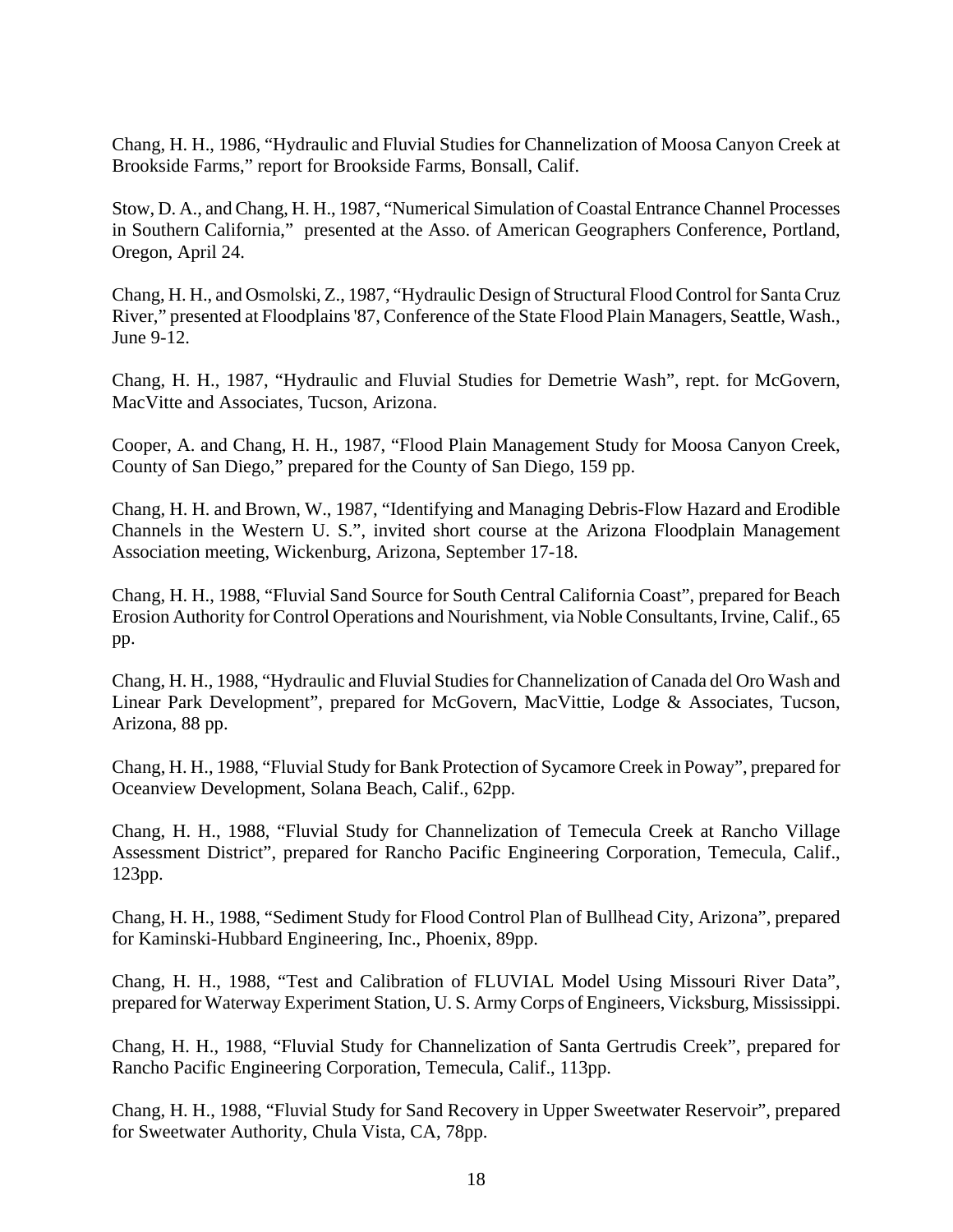Chang, H. H., 1986, “Hydraulic and Fluvial Studies for Channelization of Moosa Canyon Creek at Brookside Farms,” report for Brookside Farms, Bonsall, Calif.

Stow, D. A., and Chang, H. H., 1987, “Numerical Simulation of Coastal Entrance Channel Processes in Southern California,” presented at the Asso. of American Geographers Conference, Portland, Oregon, April 24.

Chang, H. H., and Osmolski, Z., 1987, “Hydraulic Design of Structural Flood Control for Santa Cruz River,” presented at Floodplains '87, Conference of the State Flood Plain Managers, Seattle, Wash., June 9-12.

Chang, H. H., 1987, “Hydraulic and Fluvial Studies for Demetrie Wash”, rept. for McGovern, MacVitte and Associates, Tucson, Arizona.

Cooper, A. and Chang, H. H., 1987, “Flood Plain Management Study for Moosa Canyon Creek, County of San Diego,” prepared for the County of San Diego, 159 pp.

Chang, H. H. and Brown, W., 1987, “Identifying and Managing Debris-Flow Hazard and Erodible Channels in the Western U. S.”, invited short course at the Arizona Floodplain Management Association meeting, Wickenburg, Arizona, September 17-18.

Chang, H. H., 1988, “Fluvial Sand Source for South Central California Coast”, prepared for Beach Erosion Authority for Control Operations and Nourishment, via Noble Consultants, Irvine, Calif., 65 pp.

Chang, H. H., 1988, “Hydraulic and Fluvial Studies for Channelization of Canada del Oro Wash and Linear Park Development”, prepared for McGovern, MacVittie, Lodge & Associates, Tucson, Arizona, 88 pp.

Chang, H. H., 1988, “Fluvial Study for Bank Protection of Sycamore Creek in Poway”, prepared for Oceanview Development, Solana Beach, Calif., 62pp.

Chang, H. H., 1988, “Fluvial Study for Channelization of Temecula Creek at Rancho Village Assessment District”, prepared for Rancho Pacific Engineering Corporation, Temecula, Calif., 123pp.

Chang, H. H., 1988, “Sediment Study for Flood Control Plan of Bullhead City, Arizona”, prepared for Kaminski-Hubbard Engineering, Inc., Phoenix, 89pp.

Chang, H. H., 1988, “Test and Calibration of FLUVIAL Model Using Missouri River Data”, prepared for Waterway Experiment Station, U. S. Army Corps of Engineers, Vicksburg, Mississippi.

Chang, H. H., 1988, “Fluvial Study for Channelization of Santa Gertrudis Creek”, prepared for Rancho Pacific Engineering Corporation, Temecula, Calif., 113pp.

Chang, H. H., 1988, “Fluvial Study for Sand Recovery in Upper Sweetwater Reservoir”, prepared for Sweetwater Authority, Chula Vista, CA, 78pp.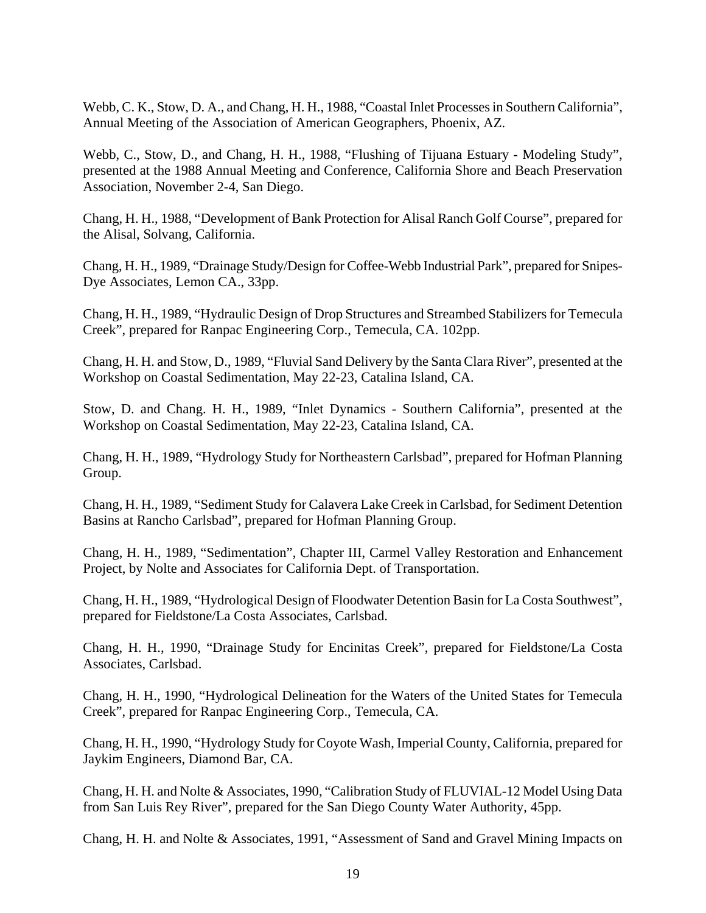Webb, C. K., Stow, D. A., and Chang, H. H., 1988, “Coastal Inlet Processes in Southern California”, Annual Meeting of the Association of American Geographers, Phoenix, AZ.

Webb, C., Stow, D., and Chang, H. H., 1988, “Flushing of Tijuana Estuary - Modeling Study”, presented at the 1988 Annual Meeting and Conference, California Shore and Beach Preservation Association, November 2-4, San Diego.

Chang, H. H., 1988, “Development of Bank Protection for Alisal Ranch Golf Course”, prepared for the Alisal, Solvang, California.

Chang, H. H., 1989, “Drainage Study/Design for Coffee-Webb Industrial Park”, prepared for Snipes-Dye Associates, Lemon CA., 33pp.

Chang, H. H., 1989, “Hydraulic Design of Drop Structures and Streambed Stabilizers for Temecula Creek”, prepared for Ranpac Engineering Corp., Temecula, CA. 102pp.

Chang, H. H. and Stow, D., 1989, “Fluvial Sand Delivery by the Santa Clara River”, presented at the Workshop on Coastal Sedimentation, May 22-23, Catalina Island, CA.

Stow, D. and Chang. H. H., 1989, “Inlet Dynamics - Southern California”, presented at the Workshop on Coastal Sedimentation, May 22-23, Catalina Island, CA.

Chang, H. H., 1989, “Hydrology Study for Northeastern Carlsbad”, prepared for Hofman Planning Group.

Chang, H. H., 1989, “Sediment Study for Calavera Lake Creek in Carlsbad, for Sediment Detention Basins at Rancho Carlsbad”, prepared for Hofman Planning Group.

Chang, H. H., 1989, “Sedimentation”, Chapter III, Carmel Valley Restoration and Enhancement Project, by Nolte and Associates for California Dept. of Transportation.

Chang, H. H., 1989, “Hydrological Design of Floodwater Detention Basin for La Costa Southwest”, prepared for Fieldstone/La Costa Associates, Carlsbad.

Chang, H. H., 1990, “Drainage Study for Encinitas Creek”, prepared for Fieldstone/La Costa Associates, Carlsbad.

Chang, H. H., 1990, “Hydrological Delineation for the Waters of the United States for Temecula Creek”, prepared for Ranpac Engineering Corp., Temecula, CA.

Chang, H. H., 1990, “Hydrology Study for Coyote Wash, Imperial County, California, prepared for Jaykim Engineers, Diamond Bar, CA.

Chang, H. H. and Nolte & Associates, 1990, “Calibration Study of FLUVIAL-12 Model Using Data from San Luis Rey River”, prepared for the San Diego County Water Authority, 45pp.

Chang, H. H. and Nolte & Associates, 1991, “Assessment of Sand and Gravel Mining Impacts on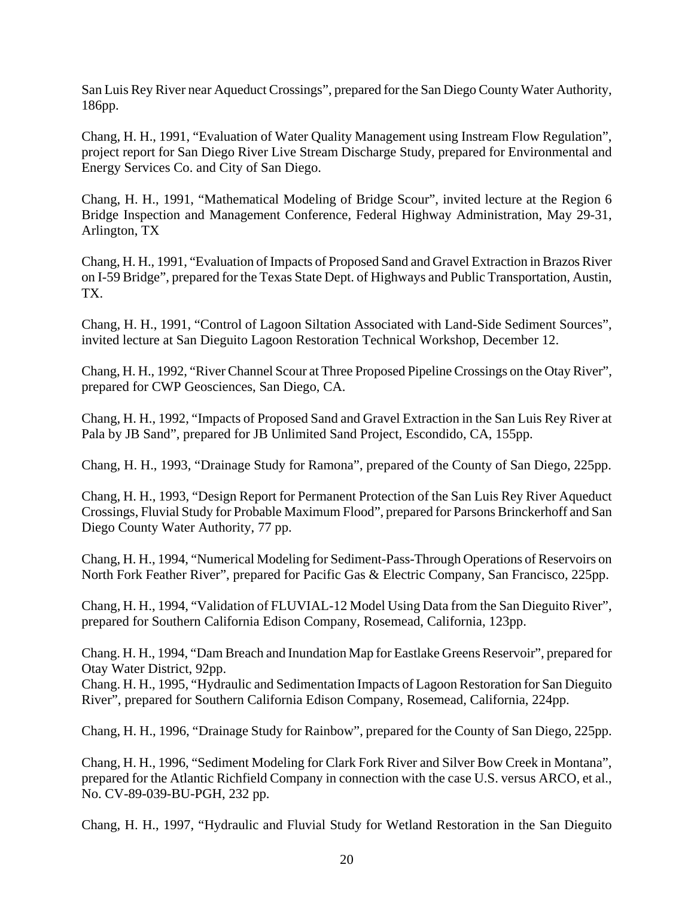San Luis Rey River near Aqueduct Crossings", prepared for the San Diego County Water Authority, 186pp.

Chang, H. H., 1991, "Evaluation of Water Quality Management using Instream Flow Regulation", project report for San Diego River Live Stream Discharge Study, prepared for Environmental and Energy Services Co. and City of San Diego.

Chang, H. H., 1991, "Mathematical Modeling of Bridge Scour", invited lecture at the Region 6 Bridge Inspection and Management Conference, Federal Highway Administration, May 29-31, Arlington, TX

Chang, H. H., 1991, "Evaluation of Impacts of Proposed Sand and Gravel Extraction in Brazos River on I-59 Bridge", prepared for the Texas State Dept. of Highways and Public Transportation, Austin, TX.

Chang, H. H., 1991, "Control of Lagoon Siltation Associated with Land-Side Sediment Sources", invited lecture at San Dieguito Lagoon Restoration Technical Workshop, December 12.

Chang, H. H., 1992, "River Channel Scour at Three Proposed Pipeline Crossings on the Otay River", prepared for CWP Geosciences, San Diego, CA.

Chang, H. H., 1992, "Impacts of Proposed Sand and Gravel Extraction in the San Luis Rey River at Pala by JB Sand", prepared for JB Unlimited Sand Project, Escondido, CA, 155pp.

Chang, H. H., 1993, "Drainage Study for Ramona", prepared of the County of San Diego, 225pp.

Chang, H. H., 1993, "Design Report for Permanent Protection of the San Luis Rey River Aqueduct Crossings, Fluvial Study for Probable Maximum Flood", prepared for Parsons Brinckerhoff and San Diego County Water Authority, 77 pp.

Chang, H. H., 1994, "Numerical Modeling for Sediment-Pass-Through Operations of Reservoirs on North Fork Feather River", prepared for Pacific Gas & Electric Company, San Francisco, 225pp.

Chang, H. H., 1994, "Validation of FLUVIAL-12 Model Using Data from the San Dieguito River", prepared for Southern California Edison Company, Rosemead, California, 123pp.

Chang. H. H., 1994, "Dam Breach and Inundation Map for Eastlake Greens Reservoir", prepared for Otay Water District, 92pp.

Chang. H. H., 1995, "Hydraulic and Sedimentation Impacts of Lagoon Restoration for San Dieguito River", prepared for Southern California Edison Company, Rosemead, California, 224pp.

Chang, H. H., 1996, "Drainage Study for Rainbow", prepared for the County of San Diego, 225pp.

Chang, H. H., 1996, "Sediment Modeling for Clark Fork River and Silver Bow Creek in Montana", prepared for the Atlantic Richfield Company in connection with the case U.S. versus ARCO, et al., No. CV-89-039-BU-PGH, 232 pp.

Chang, H. H., 1997, "Hydraulic and Fluvial Study for Wetland Restoration in the San Dieguito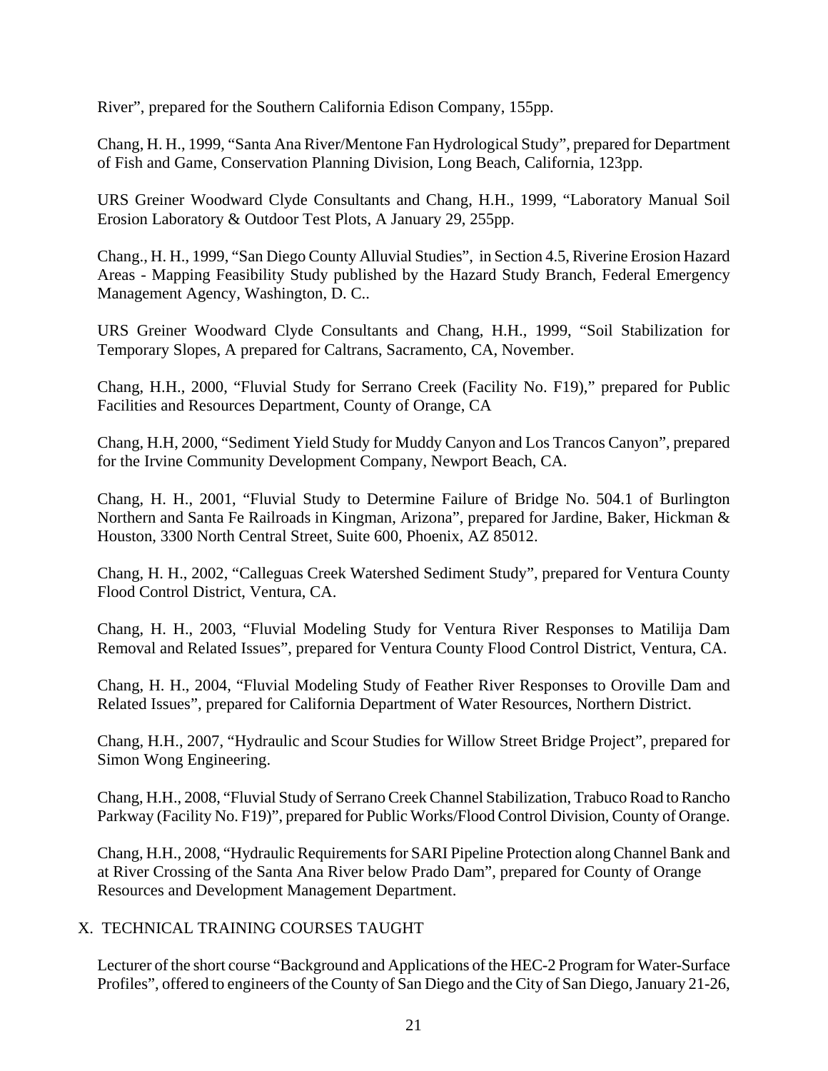River", prepared for the Southern California Edison Company, 155pp.

Chang, H. H., 1999, "Santa Ana River/Mentone Fan Hydrological Study", prepared for Department of Fish and Game, Conservation Planning Division, Long Beach, California, 123pp.

URS Greiner Woodward Clyde Consultants and Chang, H.H., 1999, "Laboratory Manual Soil Erosion Laboratory & Outdoor Test Plots, A January 29, 255pp.

Chang., H. H., 1999, "San Diego County Alluvial Studies", in Section 4.5, Riverine Erosion Hazard Areas - Mapping Feasibility Study published by the Hazard Study Branch, Federal Emergency Management Agency, Washington, D. C..

URS Greiner Woodward Clyde Consultants and Chang, H.H., 1999, "Soil Stabilization for Temporary Slopes, A prepared for Caltrans, Sacramento, CA, November.

Chang, H.H., 2000, "Fluvial Study for Serrano Creek (Facility No. F19)," prepared for Public Facilities and Resources Department, County of Orange, CA

Chang, H.H, 2000, "Sediment Yield Study for Muddy Canyon and Los Trancos Canyon", prepared for the Irvine Community Development Company, Newport Beach, CA.

Chang, H. H., 2001, "Fluvial Study to Determine Failure of Bridge No. 504.1 of Burlington Northern and Santa Fe Railroads in Kingman, Arizona", prepared for Jardine, Baker, Hickman & Houston, 3300 North Central Street, Suite 600, Phoenix, AZ 85012.

Chang, H. H., 2002, "Calleguas Creek Watershed Sediment Study", prepared for Ventura County Flood Control District, Ventura, CA.

Chang, H. H., 2003, "Fluvial Modeling Study for Ventura River Responses to Matilija Dam Removal and Related Issues", prepared for Ventura County Flood Control District, Ventura, CA.

Chang, H. H., 2004, "Fluvial Modeling Study of Feather River Responses to Oroville Dam and Related Issues", prepared for California Department of Water Resources, Northern District.

Chang, H.H., 2007, "Hydraulic and Scour Studies for Willow Street Bridge Project", prepared for Simon Wong Engineering.

Chang, H.H., 2008, "Fluvial Study of Serrano Creek Channel Stabilization, Trabuco Road to Rancho Parkway (Facility No. F19)", prepared for Public Works/Flood Control Division, County of Orange.

Chang, H.H., 2008, "Hydraulic Requirements for SARI Pipeline Protection along Channel Bank and at River Crossing of the Santa Ana River below Prado Dam", prepared for County of Orange Resources and Development Management Department.

## X. TECHNICAL TRAINING COURSES TAUGHT

Lecturer of the short course "Background and Applications of the HEC-2 Program for Water-Surface Profiles", offered to engineers of the County of San Diego and the City of San Diego, January 21-26,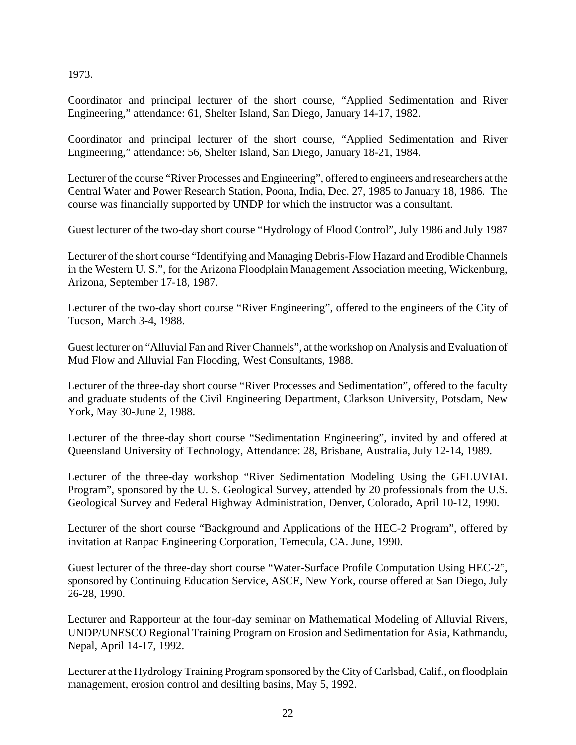1973.

Coordinator and principal lecturer of the short course, "Applied Sedimentation and River Engineering," attendance: 61, Shelter Island, San Diego, January 14-17, 1982.

Coordinator and principal lecturer of the short course, "Applied Sedimentation and River Engineering," attendance: 56, Shelter Island, San Diego, January 18-21, 1984.

Lecturer of the course "River Processes and Engineering", offered to engineers and researchers at the Central Water and Power Research Station, Poona, India, Dec. 27, 1985 to January 18, 1986. The course was financially supported by UNDP for which the instructor was a consultant.

Guest lecturer of the two-day short course "Hydrology of Flood Control", July 1986 and July 1987

Lecturer of the short course "Identifying and Managing Debris-Flow Hazard and Erodible Channels in the Western U. S.", for the Arizona Floodplain Management Association meeting, Wickenburg, Arizona, September 17-18, 1987.

Lecturer of the two-day short course "River Engineering", offered to the engineers of the City of Tucson, March 3-4, 1988.

Guest lecturer on "Alluvial Fan and River Channels", at the workshop on Analysis and Evaluation of Mud Flow and Alluvial Fan Flooding, West Consultants, 1988.

Lecturer of the three-day short course "River Processes and Sedimentation", offered to the faculty and graduate students of the Civil Engineering Department, Clarkson University, Potsdam, New York, May 30-June 2, 1988.

Lecturer of the three-day short course "Sedimentation Engineering", invited by and offered at Queensland University of Technology, Attendance: 28, Brisbane, Australia, July 12-14, 1989.

Lecturer of the three-day workshop "River Sedimentation Modeling Using the GFLUVIAL Program", sponsored by the U. S. Geological Survey, attended by 20 professionals from the U.S. Geological Survey and Federal Highway Administration, Denver, Colorado, April 10-12, 1990.

Lecturer of the short course "Background and Applications of the HEC-2 Program", offered by invitation at Ranpac Engineering Corporation, Temecula, CA. June, 1990.

Guest lecturer of the three-day short course "Water-Surface Profile Computation Using HEC-2", sponsored by Continuing Education Service, ASCE, New York, course offered at San Diego, July 26-28, 1990.

Lecturer and Rapporteur at the four-day seminar on Mathematical Modeling of Alluvial Rivers, UNDP/UNESCO Regional Training Program on Erosion and Sedimentation for Asia, Kathmandu, Nepal, April 14-17, 1992.

Lecturer at the Hydrology Training Program sponsored by the City of Carlsbad, Calif., on floodplain management, erosion control and desilting basins, May 5, 1992.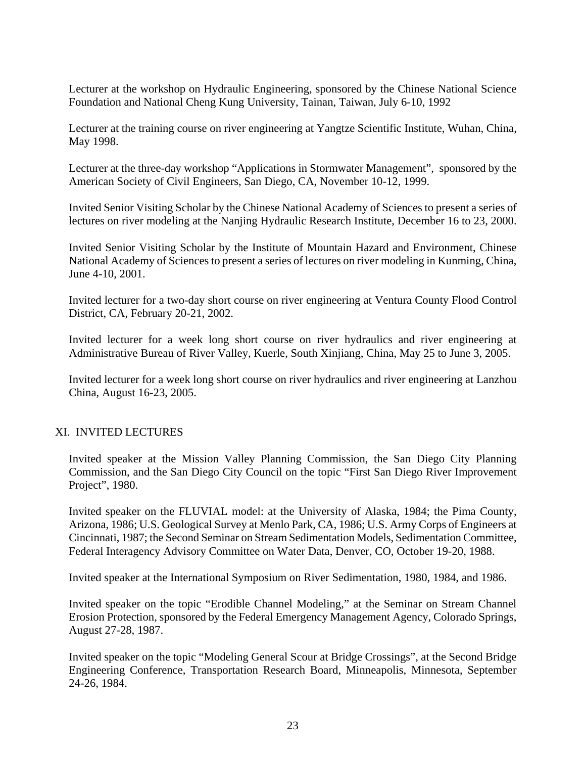Lecturer at the workshop on Hydraulic Engineering, sponsored by the Chinese National Science Foundation and National Cheng Kung University, Tainan, Taiwan, July 6-10, 1992

Lecturer at the training course on river engineering at Yangtze Scientific Institute, Wuhan, China, May 1998.

Lecturer at the three-day workshop "Applications in Stormwater Management", sponsored by the American Society of Civil Engineers, San Diego, CA, November 10-12, 1999.

Invited Senior Visiting Scholar by the Chinese National Academy of Sciences to present a series of lectures on river modeling at the Nanjing Hydraulic Research Institute, December 16 to 23, 2000.

Invited Senior Visiting Scholar by the Institute of Mountain Hazard and Environment, Chinese National Academy of Sciences to present a series of lectures on river modeling in Kunming, China, June 4-10, 2001.

Invited lecturer for a two-day short course on river engineering at Ventura County Flood Control District, CA, February 20-21, 2002.

Invited lecturer for a week long short course on river hydraulics and river engineering at Administrative Bureau of River Valley, Kuerle, South Xinjiang, China, May 25 to June 3, 2005.

Invited lecturer for a week long short course on river hydraulics and river engineering at Lanzhou China, August 16-23, 2005.

## XI. INVITED LECTURES

Invited speaker at the Mission Valley Planning Commission, the San Diego City Planning Commission, and the San Diego City Council on the topic "First San Diego River Improvement Project", 1980.

Invited speaker on the FLUVIAL model: at the University of Alaska, 1984; the Pima County, Arizona, 1986; U.S. Geological Survey at Menlo Park, CA, 1986; U.S. Army Corps of Engineers at Cincinnati, 1987; the Second Seminar on Stream Sedimentation Models, Sedimentation Committee, Federal Interagency Advisory Committee on Water Data, Denver, CO, October 19-20, 1988.

Invited speaker at the International Symposium on River Sedimentation, 1980, 1984, and 1986.

Invited speaker on the topic "Erodible Channel Modeling," at the Seminar on Stream Channel Erosion Protection, sponsored by the Federal Emergency Management Agency, Colorado Springs, August 27-28, 1987.

Invited speaker on the topic "Modeling General Scour at Bridge Crossings", at the Second Bridge Engineering Conference, Transportation Research Board, Minneapolis, Minnesota, September 24-26, 1984.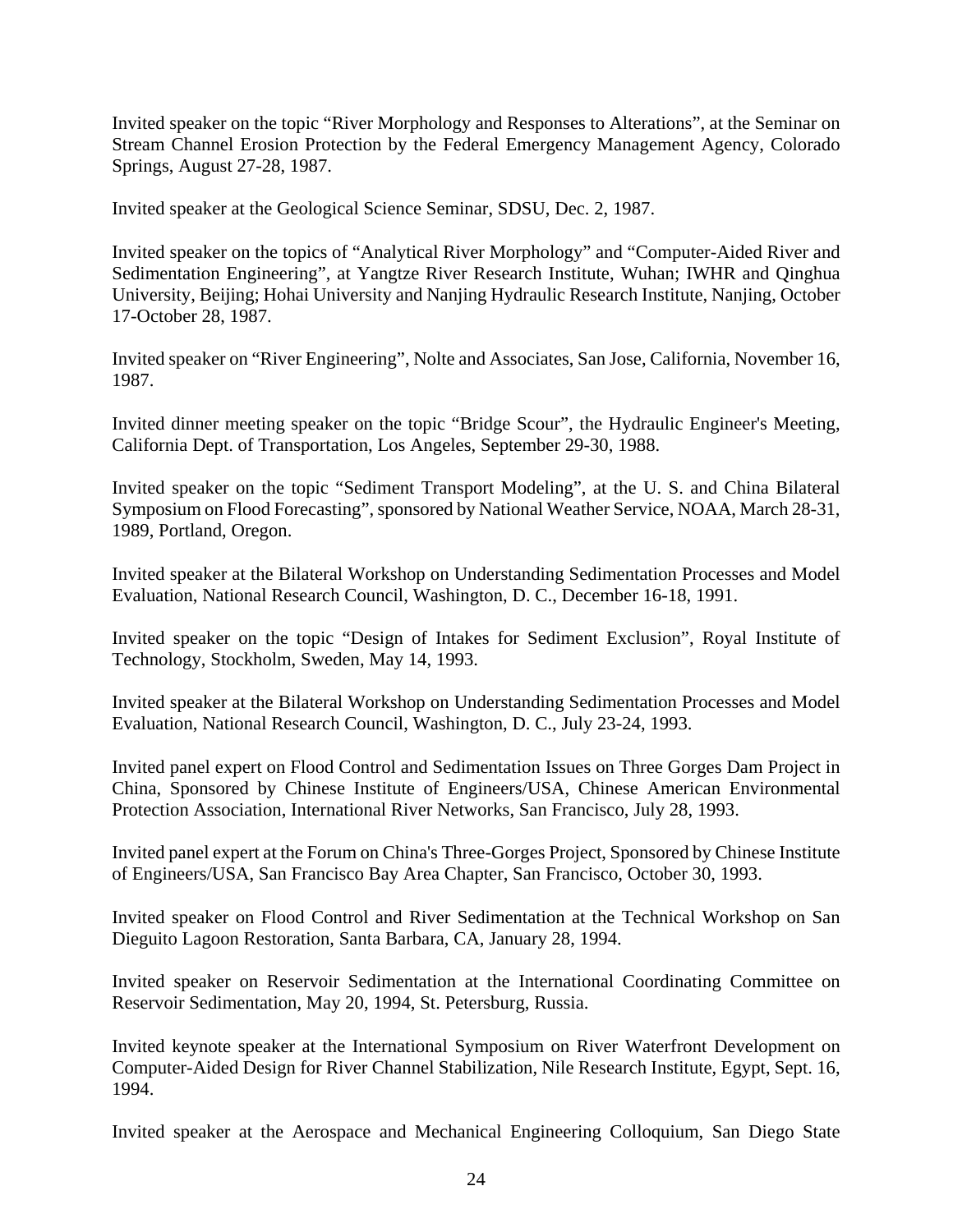Invited speaker on the topic "River Morphology and Responses to Alterations", at the Seminar on Stream Channel Erosion Protection by the Federal Emergency Management Agency, Colorado Springs, August 27-28, 1987.

Invited speaker at the Geological Science Seminar, SDSU, Dec. 2, 1987.

Invited speaker on the topics of "Analytical River Morphology" and "Computer-Aided River and Sedimentation Engineering", at Yangtze River Research Institute, Wuhan; IWHR and Qinghua University, Beijing; Hohai University and Nanjing Hydraulic Research Institute, Nanjing, October 17-October 28, 1987.

Invited speaker on "River Engineering", Nolte and Associates, San Jose, California, November 16, 1987.

Invited dinner meeting speaker on the topic "Bridge Scour", the Hydraulic Engineer's Meeting, California Dept. of Transportation, Los Angeles, September 29-30, 1988.

Invited speaker on the topic "Sediment Transport Modeling", at the U. S. and China Bilateral Symposium on Flood Forecasting", sponsored by National Weather Service, NOAA, March 28-31, 1989, Portland, Oregon.

Invited speaker at the Bilateral Workshop on Understanding Sedimentation Processes and Model Evaluation, National Research Council, Washington, D. C., December 16-18, 1991.

Invited speaker on the topic "Design of Intakes for Sediment Exclusion", Royal Institute of Technology, Stockholm, Sweden, May 14, 1993.

Invited speaker at the Bilateral Workshop on Understanding Sedimentation Processes and Model Evaluation, National Research Council, Washington, D. C., July 23-24, 1993.

Invited panel expert on Flood Control and Sedimentation Issues on Three Gorges Dam Project in China, Sponsored by Chinese Institute of Engineers/USA, Chinese American Environmental Protection Association, International River Networks, San Francisco, July 28, 1993.

Invited panel expert at the Forum on China's Three-Gorges Project, Sponsored by Chinese Institute of Engineers/USA, San Francisco Bay Area Chapter, San Francisco, October 30, 1993.

Invited speaker on Flood Control and River Sedimentation at the Technical Workshop on San Dieguito Lagoon Restoration, Santa Barbara, CA, January 28, 1994.

Invited speaker on Reservoir Sedimentation at the International Coordinating Committee on Reservoir Sedimentation, May 20, 1994, St. Petersburg, Russia.

Invited keynote speaker at the International Symposium on River Waterfront Development on Computer-Aided Design for River Channel Stabilization, Nile Research Institute, Egypt, Sept. 16, 1994.

Invited speaker at the Aerospace and Mechanical Engineering Colloquium, San Diego State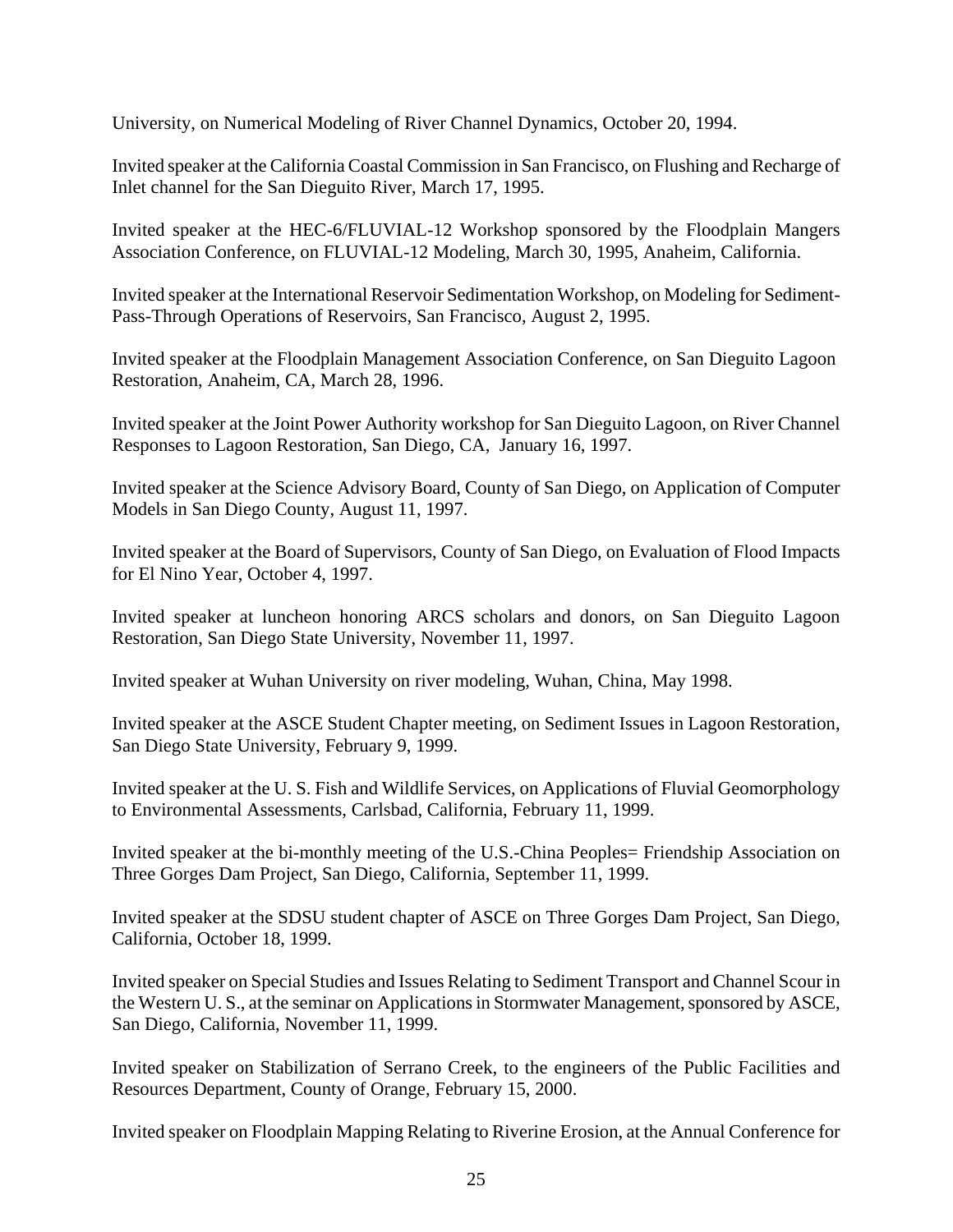University, on Numerical Modeling of River Channel Dynamics, October 20, 1994.

Invited speaker at the California Coastal Commission in San Francisco, on Flushing and Recharge of Inlet channel for the San Dieguito River, March 17, 1995.

Invited speaker at the HEC-6/FLUVIAL-12 Workshop sponsored by the Floodplain Mangers Association Conference, on FLUVIAL-12 Modeling, March 30, 1995, Anaheim, California.

Invited speaker at the International Reservoir Sedimentation Workshop, on Modeling for Sediment-Pass-Through Operations of Reservoirs, San Francisco, August 2, 1995.

Invited speaker at the Floodplain Management Association Conference, on San Dieguito Lagoon Restoration, Anaheim, CA, March 28, 1996.

Invited speaker at the Joint Power Authority workshop for San Dieguito Lagoon, on River Channel Responses to Lagoon Restoration, San Diego, CA, January 16, 1997.

Invited speaker at the Science Advisory Board, County of San Diego, on Application of Computer Models in San Diego County, August 11, 1997.

Invited speaker at the Board of Supervisors, County of San Diego, on Evaluation of Flood Impacts for El Nino Year, October 4, 1997.

Invited speaker at luncheon honoring ARCS scholars and donors, on San Dieguito Lagoon Restoration, San Diego State University, November 11, 1997.

Invited speaker at Wuhan University on river modeling, Wuhan, China, May 1998.

Invited speaker at the ASCE Student Chapter meeting, on Sediment Issues in Lagoon Restoration, San Diego State University, February 9, 1999.

Invited speaker at the U. S. Fish and Wildlife Services, on Applications of Fluvial Geomorphology to Environmental Assessments, Carlsbad, California, February 11, 1999.

Invited speaker at the bi-monthly meeting of the U.S.-China Peoples= Friendship Association on Three Gorges Dam Project, San Diego, California, September 11, 1999.

Invited speaker at the SDSU student chapter of ASCE on Three Gorges Dam Project, San Diego, California, October 18, 1999.

Invited speaker on Special Studies and Issues Relating to Sediment Transport and Channel Scour in the Western U. S., at the seminar on Applications in Stormwater Management, sponsored by ASCE, San Diego, California, November 11, 1999.

Invited speaker on Stabilization of Serrano Creek, to the engineers of the Public Facilities and Resources Department, County of Orange, February 15, 2000.

Invited speaker on Floodplain Mapping Relating to Riverine Erosion, at the Annual Conference for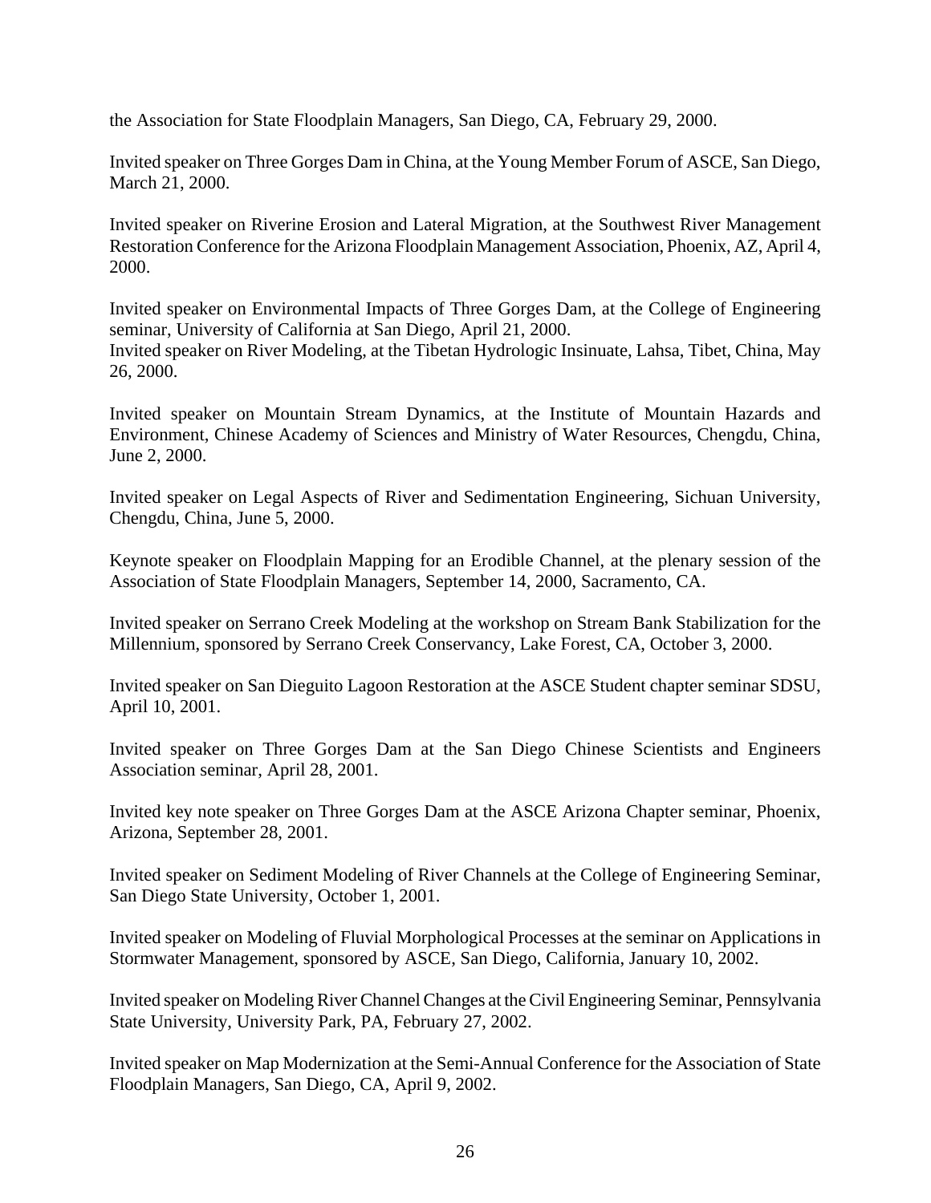the Association for State Floodplain Managers, San Diego, CA, February 29, 2000.

Invited speaker on Three Gorges Dam in China, at the Young Member Forum of ASCE, San Diego, March 21, 2000.

Invited speaker on Riverine Erosion and Lateral Migration, at the Southwest River Management Restoration Conference for the Arizona Floodplain Management Association, Phoenix, AZ, April 4, 2000.

Invited speaker on Environmental Impacts of Three Gorges Dam, at the College of Engineering seminar, University of California at San Diego, April 21, 2000.
Invited speaker on River Modeling, at the Tibetan Hydrologic Insinuate, Lahsa, Tibet, China, May 26, 2000.

Invited speaker on Mountain Stream Dynamics, at the Institute of Mountain Hazards and Environment, Chinese Academy of Sciences and Ministry of Water Resources, Chengdu, China, June 2, 2000.

Invited speaker on Legal Aspects of River and Sedimentation Engineering, Sichuan University, Chengdu, China, June 5, 2000.

Keynote speaker on Floodplain Mapping for an Erodible Channel, at the plenary session of the Association of State Floodplain Managers, September 14, 2000, Sacramento, CA.

Invited speaker on Serrano Creek Modeling at the workshop on Stream Bank Stabilization for the Millennium, sponsored by Serrano Creek Conservancy, Lake Forest, CA, October 3, 2000.

Invited speaker on San Dieguito Lagoon Restoration at the ASCE Student chapter seminar SDSU, April 10, 2001.

Invited speaker on Three Gorges Dam at the San Diego Chinese Scientists and Engineers Association seminar, April 28, 2001.

Invited key note speaker on Three Gorges Dam at the ASCE Arizona Chapter seminar, Phoenix, Arizona, September 28, 2001.

Invited speaker on Sediment Modeling of River Channels at the College of Engineering Seminar, San Diego State University, October 1, 2001.

Invited speaker on Modeling of Fluvial Morphological Processes at the seminar on Applications in Stormwater Management, sponsored by ASCE, San Diego, California, January 10, 2002.

Invited speaker on Modeling River Channel Changes at the Civil Engineering Seminar, Pennsylvania State University, University Park, PA, February 27, 2002.

Invited speaker on Map Modernization at the Semi-Annual Conference for the Association of State Floodplain Managers, San Diego, CA, April 9, 2002.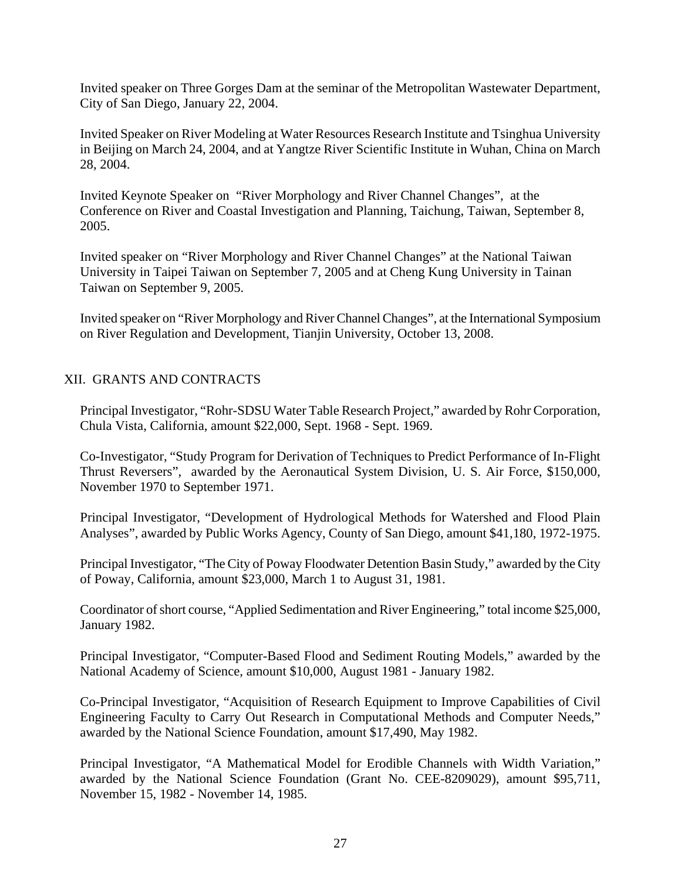Invited speaker on Three Gorges Dam at the seminar of the Metropolitan Wastewater Department, City of San Diego, January 22, 2004.

Invited Speaker on River Modeling at Water Resources Research Institute and Tsinghua University in Beijing on March 24, 2004, and at Yangtze River Scientific Institute in Wuhan, China on March 28, 2004.

Invited Keynote Speaker on "River Morphology and River Channel Changes", at the Conference on River and Coastal Investigation and Planning, Taichung, Taiwan, September 8, 2005.

Invited speaker on "River Morphology and River Channel Changes" at the National Taiwan University in Taipei Taiwan on September 7, 2005 and at Cheng Kung University in Tainan Taiwan on September 9, 2005.

Invited speaker on "River Morphology and River Channel Changes", at the International Symposium on River Regulation and Development, Tianjin University, October 13, 2008.

## XII. GRANTS AND CONTRACTS

Principal Investigator, "Rohr-SDSU Water Table Research Project," awarded by Rohr Corporation, Chula Vista, California, amount $22,000, Sept. 1968 - Sept. 1969.

Co-Investigator, "Study Program for Derivation of Techniques to Predict Performance of In-Flight Thrust Reversers", awarded by the Aeronautical System Division, U. S. Air Force, $150,000, November 1970 to September 1971.

Principal Investigator, "Development of Hydrological Methods for Watershed and Flood Plain Analyses", awarded by Public Works Agency, County of San Diego, amount $41,180, 1972-1975.

Principal Investigator, "The City of Poway Floodwater Detention Basin Study," awarded by the City of Poway, California, amount $23,000, March 1 to August 31, 1981.

Coordinator of short course, "Applied Sedimentation and River Engineering," total income $25,000, January 1982.

Principal Investigator, "Computer-Based Flood and Sediment Routing Models," awarded by the National Academy of Science, amount $10,000, August 1981 - January 1982.

Co-Principal Investigator, "Acquisition of Research Equipment to Improve Capabilities of Civil Engineering Faculty to Carry Out Research in Computational Methods and Computer Needs," awarded by the National Science Foundation, amount $17,490, May 1982.

Principal Investigator, "A Mathematical Model for Erodible Channels with Width Variation," awarded by the National Science Foundation (Grant No. CEE-8209029), amount $95,711, November 15, 1982 - November 14, 1985.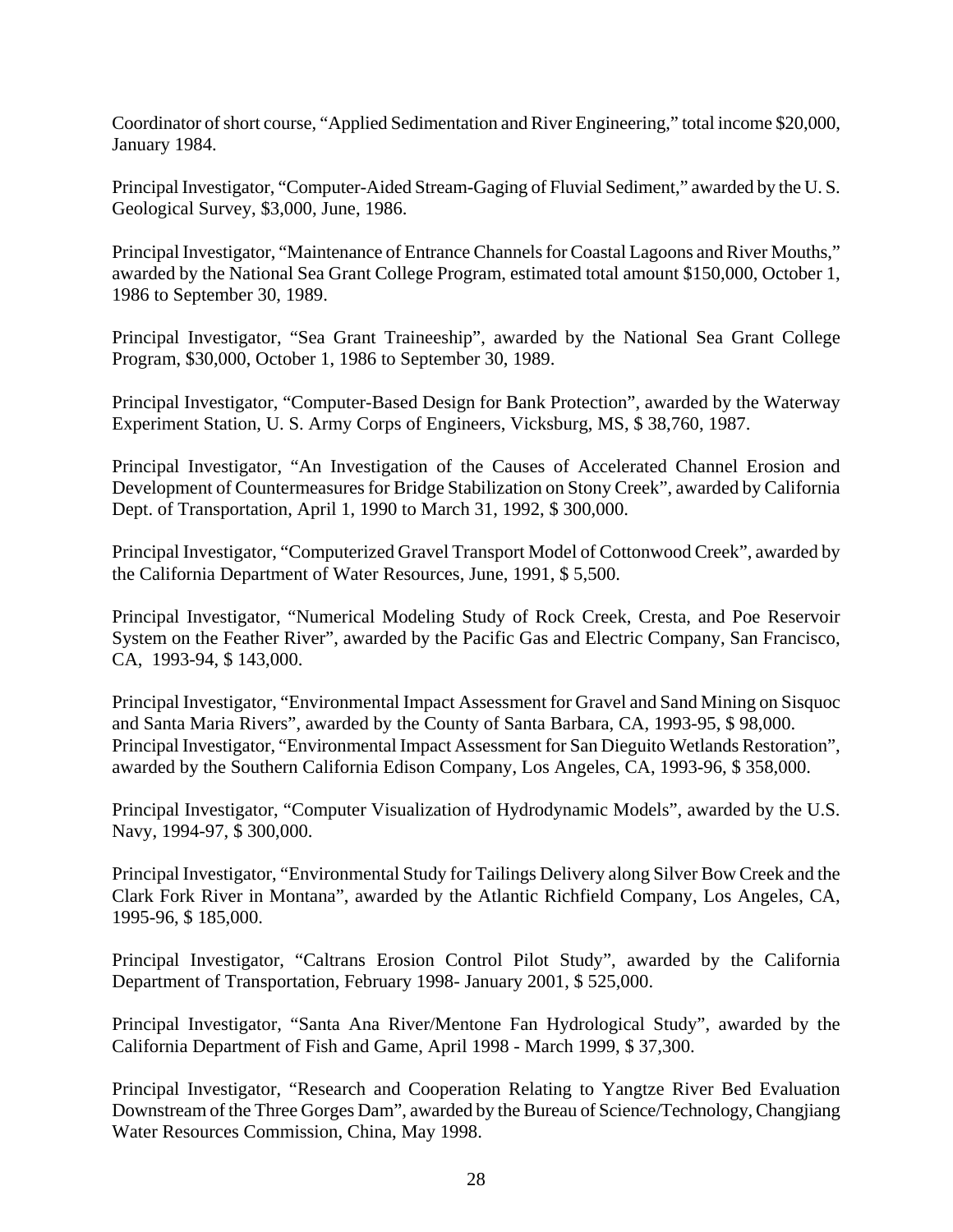Coordinator of short course, "Applied Sedimentation and River Engineering," total income $20,000, January 1984.

Principal Investigator, "Computer-Aided Stream-Gaging of Fluvial Sediment," awarded by the U. S. Geological Survey, $3,000, June, 1986.

Principal Investigator, "Maintenance of Entrance Channels for Coastal Lagoons and River Mouths," awarded by the National Sea Grant College Program, estimated total amount $150,000, October 1, 1986 to September 30, 1989.

Principal Investigator, "Sea Grant Traineeship", awarded by the National Sea Grant College Program, $30,000, October 1, 1986 to September 30, 1989.

Principal Investigator, "Computer-Based Design for Bank Protection", awarded by the Waterway Experiment Station, U. S. Army Corps of Engineers, Vicksburg, MS, $ 38,760, 1987.

Principal Investigator, "An Investigation of the Causes of Accelerated Channel Erosion and Development of Countermeasures for Bridge Stabilization on Stony Creek", awarded by California Dept. of Transportation, April 1, 1990 to March 31, 1992, $ 300,000.

Principal Investigator, "Computerized Gravel Transport Model of Cottonwood Creek", awarded by the California Department of Water Resources, June, 1991, $ 5,500.

Principal Investigator, "Numerical Modeling Study of Rock Creek, Cresta, and Poe Reservoir System on the Feather River", awarded by the Pacific Gas and Electric Company, San Francisco, CA, 1993-94, $ 143,000.

Principal Investigator, "Environmental Impact Assessment for Gravel and Sand Mining on Sisquoc and Santa Maria Rivers", awarded by the County of Santa Barbara, CA, 1993-95, $ 98,000.
Principal Investigator, "Environmental Impact Assessment for San Dieguito Wetlands Restoration", awarded by the Southern California Edison Company, Los Angeles, CA, 1993-96, $ 358,000.

Principal Investigator, "Computer Visualization of Hydrodynamic Models", awarded by the U.S. Navy, 1994-97, $ 300,000.

Principal Investigator, "Environmental Study for Tailings Delivery along Silver Bow Creek and the Clark Fork River in Montana", awarded by the Atlantic Richfield Company, Los Angeles, CA, 1995-96, $ 185,000.

Principal Investigator, "Caltrans Erosion Control Pilot Study", awarded by the California Department of Transportation, February 1998- January 2001, $ 525,000.

Principal Investigator, "Santa Ana River/Mentone Fan Hydrological Study", awarded by the California Department of Fish and Game, April 1998 - March 1999, $ 37,300.

Principal Investigator, "Research and Cooperation Relating to Yangtze River Bed Evaluation Downstream of the Three Gorges Dam", awarded by the Bureau of Science/Technology, Changjiang Water Resources Commission, China, May 1998.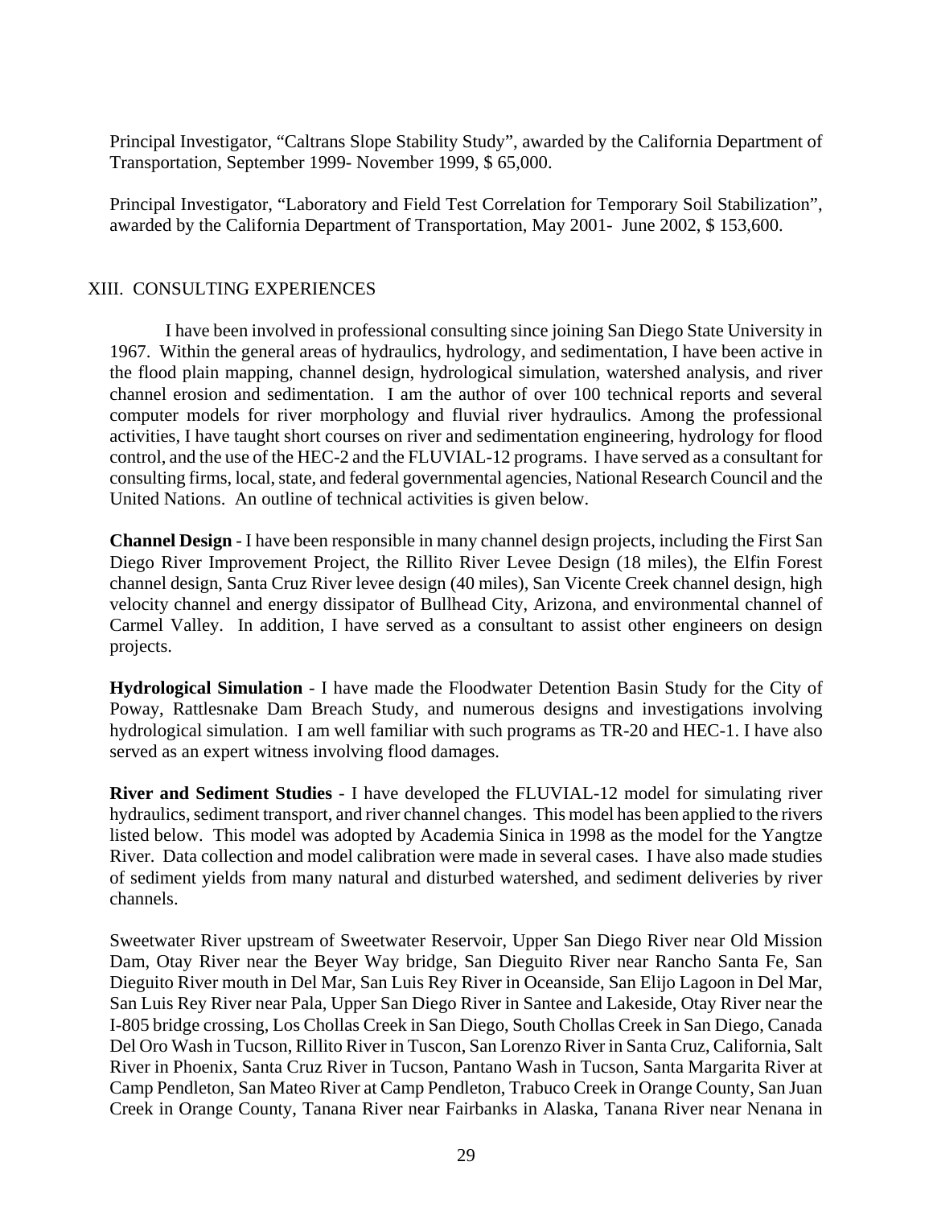Principal Investigator, “Caltrans Slope Stability Study”, awarded by the California Department of Transportation, September 1999- November 1999, $ 65,000.

Principal Investigator, “Laboratory and Field Test Correlation for Temporary Soil Stabilization”, awarded by the California Department of Transportation, May 2001- June 2002, $ 153,600.

## XIII. CONSULTING EXPERIENCES

I have been involved in professional consulting since joining San Diego State University in 1967. Within the general areas of hydraulics, hydrology, and sedimentation, I have been active in the flood plain mapping, channel design, hydrological simulation, watershed analysis, and river channel erosion and sedimentation. I am the author of over 100 technical reports and several computer models for river morphology and fluvial river hydraulics. Among the professional activities, I have taught short courses on river and sedimentation engineering, hydrology for flood control, and the use of the HEC-2 and the FLUVIAL-12 programs. I have served as a consultant for consulting firms, local, state, and federal governmental agencies, National Research Council and the United Nations. An outline of technical activities is given below.

**Channel Design** - I have been responsible in many channel design projects, including the First San Diego River Improvement Project, the Rillito River Levee Design (18 miles), the Elfin Forest channel design, Santa Cruz River levee design (40 miles), San Vicente Creek channel design, high velocity channel and energy dissipator of Bullhead City, Arizona, and environmental channel of Carmel Valley. In addition, I have served as a consultant to assist other engineers on design projects.

**Hydrological Simulation** - I have made the Floodwater Detention Basin Study for the City of Poway, Rattlesnake Dam Breach Study, and numerous designs and investigations involving hydrological simulation. I am well familiar with such programs as TR-20 and HEC-1. I have also served as an expert witness involving flood damages.

**River and Sediment Studies** - I have developed the FLUVIAL-12 model for simulating river hydraulics, sediment transport, and river channel changes. This model has been applied to the rivers listed below. This model was adopted by Academia Sinica in 1998 as the model for the Yangtze River. Data collection and model calibration were made in several cases. I have also made studies of sediment yields from many natural and disturbed watershed, and sediment deliveries by river channels.

Sweetwater River upstream of Sweetwater Reservoir, Upper San Diego River near Old Mission Dam, Otay River near the Beyer Way bridge, San Dieguito River near Rancho Santa Fe, San Dieguito River mouth in Del Mar, San Luis Rey River in Oceanside, San Elijo Lagoon in Del Mar, San Luis Rey River near Pala, Upper San Diego River in Santee and Lakeside, Otay River near the I-805 bridge crossing, Los Chollas Creek in San Diego, South Chollas Creek in San Diego, Canada Del Oro Wash in Tucson, Rillito River in Tuscon, San Lorenzo River in Santa Cruz, California, Salt River in Phoenix, Santa Cruz River in Tucson, Pantano Wash in Tucson, Santa Margarita River at Camp Pendleton, San Mateo River at Camp Pendleton, Trabuco Creek in Orange County, San Juan Creek in Orange County, Tanana River near Fairbanks in Alaska, Tanana River near Nenana in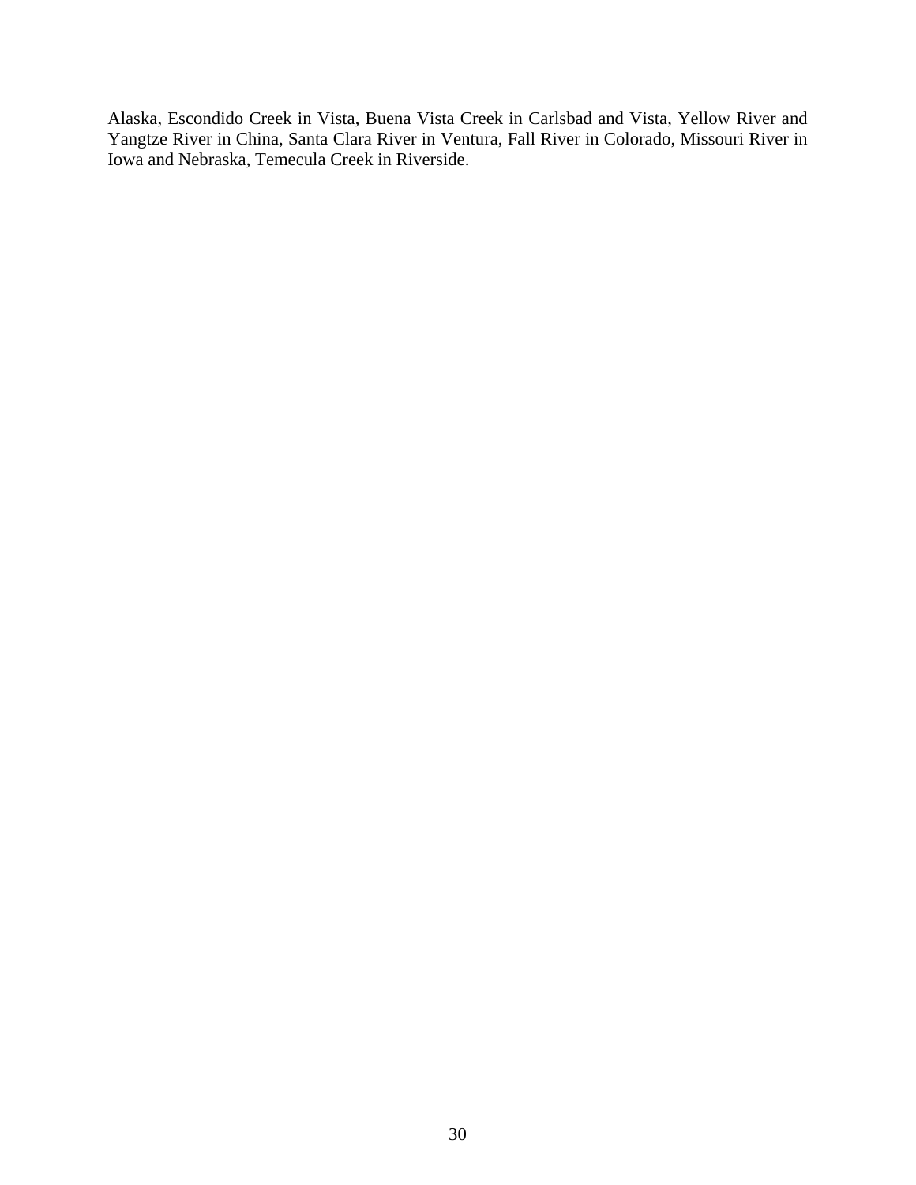Alaska, Escondido Creek in Vista, Buena Vista Creek in Carlsbad and Vista, Yellow River and Yangtze River in China, Santa Clara River in Ventura, Fall River in Colorado, Missouri River in Iowa and Nebraska, Temecula Creek in Riverside.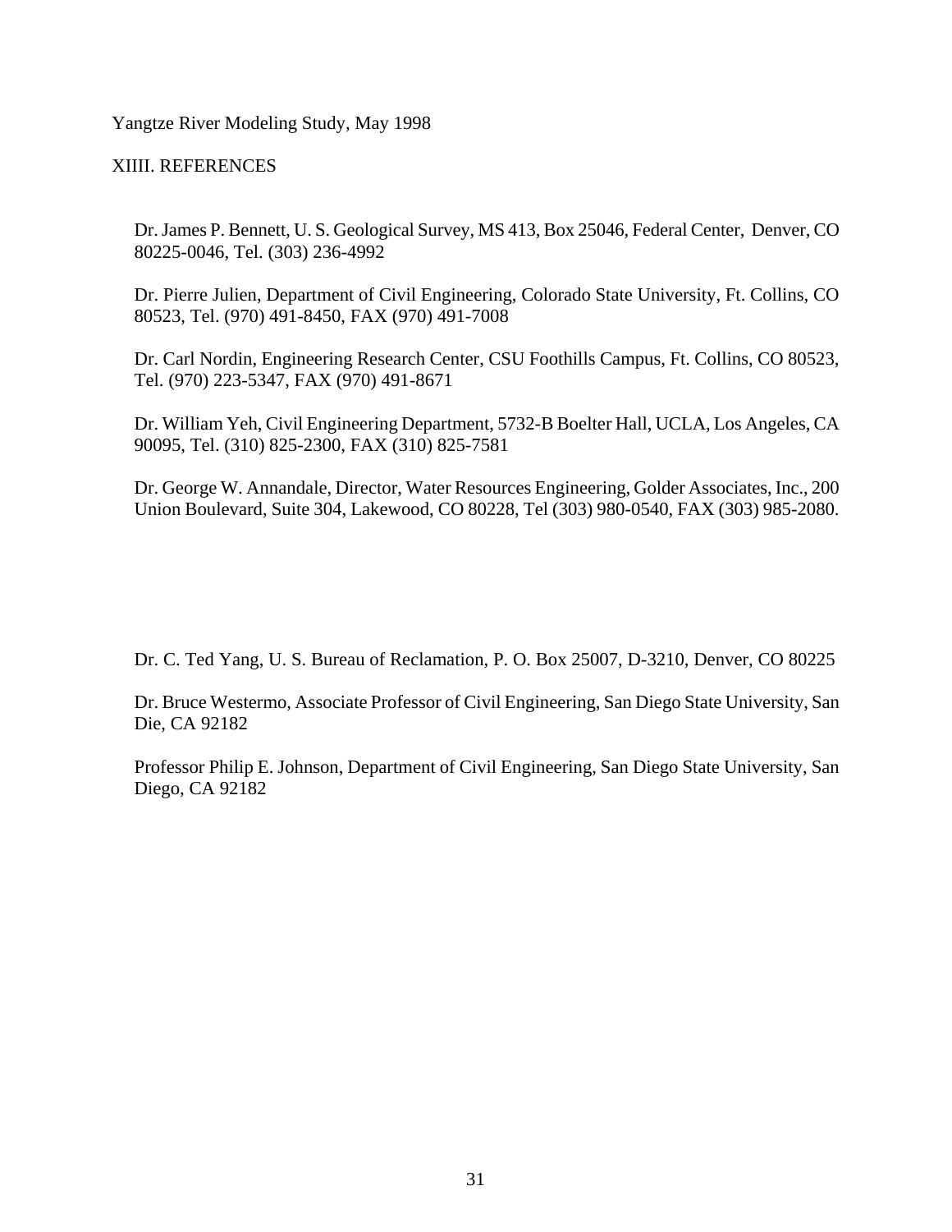Yangtze River Modeling Study, May 1998

## XIIII. REFERENCES

Dr. James P. Bennett, U. S. Geological Survey, MS 413, Box 25046, Federal Center, Denver, CO 80225-0046, Tel. (303) 236-4992

Dr. Pierre Julien, Department of Civil Engineering, Colorado State University, Ft. Collins, CO 80523, Tel. (970) 491-8450, FAX (970) 491-7008

Dr. Carl Nordin, Engineering Research Center, CSU Foothills Campus, Ft. Collins, CO 80523, Tel. (970) 223-5347, FAX (970) 491-8671

Dr. William Yeh, Civil Engineering Department, 5732-B Boelter Hall, UCLA, Los Angeles, CA 90095, Tel. (310) 825-2300, FAX (310) 825-7581

Dr. George W. Annandale, Director, Water Resources Engineering, Golder Associates, Inc., 200 Union Boulevard, Suite 304, Lakewood, CO 80228, Tel (303) 980-0540, FAX (303) 985-2080.

Dr. C. Ted Yang, U. S. Bureau of Reclamation, P. O. Box 25007, D-3210, Denver, CO 80225

Dr. Bruce Westermo, Associate Professor of Civil Engineering, San Diego State University, San Die, CA 92182

Professor Philip E. Johnson, Department of Civil Engineering, San Diego State University, San Diego, CA 92182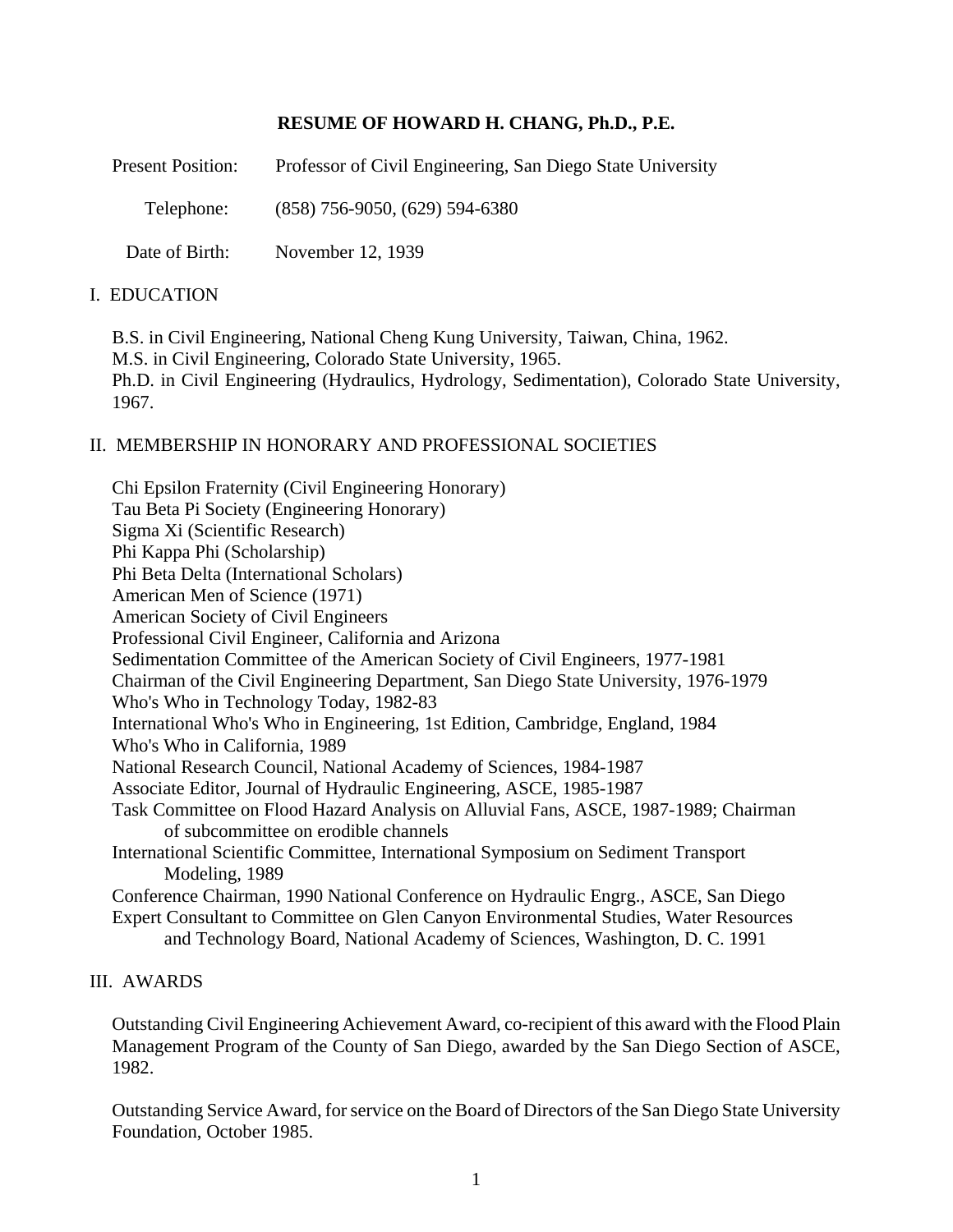# RESUME OF HOWARD H. CHANG, Ph.D., P.E.

Present Position: Professor of Civil Engineering, San Diego State University

Telephone: (858) 756-9050, (629) 594-6380

Date of Birth: November 12, 1939

## I. EDUCATION

B.S. in Civil Engineering, National Cheng Kung University, Taiwan, China, 1962.
M.S. in Civil Engineering, Colorado State University, 1965.
Ph.D. in Civil Engineering (Hydraulics, Hydrology, Sedimentation), Colorado State University, 1967.

## II. MEMBERSHIP IN HONORARY AND PROFESSIONAL SOCIETIES

Chi Epsilon Fraternity (Civil Engineering Honorary)
Tau Beta Pi Society (Engineering Honorary)
Sigma Xi (Scientific Research)
Phi Kappa Phi (Scholarship)
Phi Beta Delta (International Scholars)
American Men of Science (1971)
American Society of Civil Engineers
Professional Civil Engineer, California and Arizona
Sedimentation Committee of the American Society of Civil Engineers, 1977-1981
Chairman of the Civil Engineering Department, San Diego State University, 1976-1979
Who's Who in Technology Today, 1982-83
International Who's Who in Engineering, 1st Edition, Cambridge, England, 1984
Who's Who in California, 1989
National Research Council, National Academy of Sciences, 1984-1987
Associate Editor, Journal of Hydraulic Engineering, ASCE, 1985-1987
Task Committee on Flood Hazard Analysis on Alluvial Fans, ASCE, 1987-1989; Chairman of subcommittee on erodible channels
International Scientific Committee, International Symposium on Sediment Transport Modeling, 1989
Conference Chairman, 1990 National Conference on Hydraulic Engrg., ASCE, San Diego
Expert Consultant to Committee on Glen Canyon Environmental Studies, Water Resources and Technology Board, National Academy of Sciences, Washington, D. C. 1991

## III. AWARDS

Outstanding Civil Engineering Achievement Award, co-recipient of this award with the Flood Plain Management Program of the County of San Diego, awarded by the San Diego Section of ASCE, 1982.

Outstanding Service Award, for service on the Board of Directors of the San Diego State University Foundation, October 1985.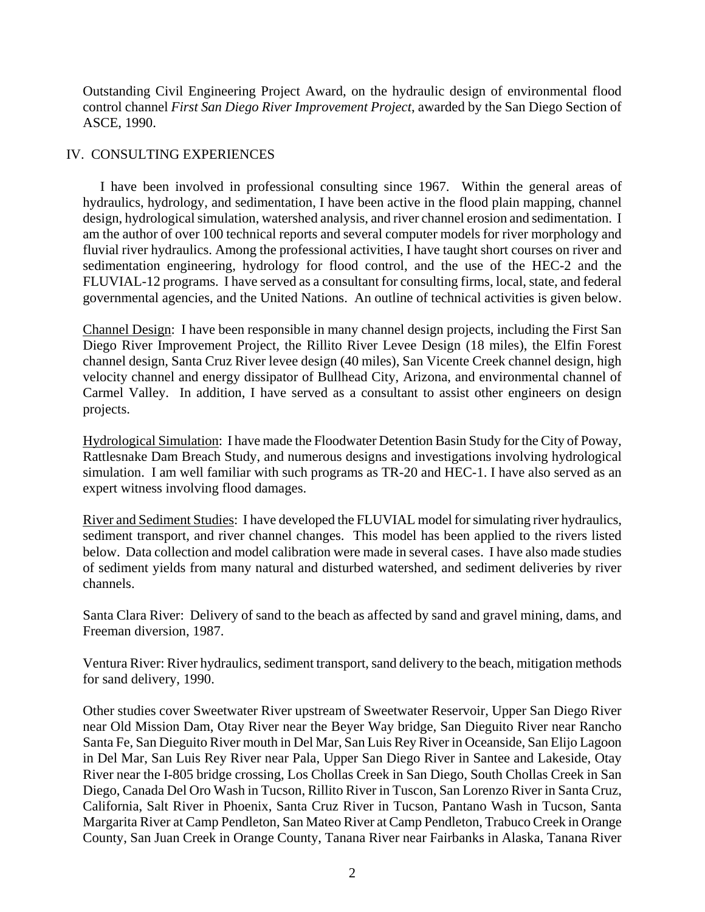Outstanding Civil Engineering Project Award, on the hydraulic design of environmental flood control channel *First San Diego River Improvement Project*, awarded by the San Diego Section of ASCE, 1990.

## IV. CONSULTING EXPERIENCES

I have been involved in professional consulting since 1967. Within the general areas of hydraulics, hydrology, and sedimentation, I have been active in the flood plain mapping, channel design, hydrological simulation, watershed analysis, and river channel erosion and sedimentation. I am the author of over 100 technical reports and several computer models for river morphology and fluvial river hydraulics. Among the professional activities, I have taught short courses on river and sedimentation engineering, hydrology for flood control, and the use of the HEC-2 and the FLUVIAL-12 programs. I have served as a consultant for consulting firms, local, state, and federal governmental agencies, and the United Nations. An outline of technical activities is given below.

<u>Channel Design</u>: I have been responsible in many channel design projects, including the First San Diego River Improvement Project, the Rillito River Levee Design (18 miles), the Elfin Forest channel design, Santa Cruz River levee design (40 miles), San Vicente Creek channel design, high velocity channel and energy dissipator of Bullhead City, Arizona, and environmental channel of Carmel Valley. In addition, I have served as a consultant to assist other engineers on design projects.

<u>Hydrological Simulation</u>: I have made the Floodwater Detention Basin Study for the City of Poway, Rattlesnake Dam Breach Study, and numerous designs and investigations involving hydrological simulation. I am well familiar with such programs as TR-20 and HEC-1. I have also served as an expert witness involving flood damages.

<u>River and Sediment Studies</u>: I have developed the FLUVIAL model for simulating river hydraulics, sediment transport, and river channel changes. This model has been applied to the rivers listed below. Data collection and model calibration were made in several cases. I have also made studies of sediment yields from many natural and disturbed watershed, and sediment deliveries by river channels.

Santa Clara River: Delivery of sand to the beach as affected by sand and gravel mining, dams, and Freeman diversion, 1987.

Ventura River: River hydraulics, sediment transport, sand delivery to the beach, mitigation methods for sand delivery, 1990.

Other studies cover Sweetwater River upstream of Sweetwater Reservoir, Upper San Diego River near Old Mission Dam, Otay River near the Beyer Way bridge, San Dieguito River near Rancho Santa Fe, San Dieguito River mouth in Del Mar, San Luis Rey River in Oceanside, San Elijo Lagoon in Del Mar, San Luis Rey River near Pala, Upper San Diego River in Santee and Lakeside, Otay River near the I-805 bridge crossing, Los Chollas Creek in San Diego, South Chollas Creek in San Diego, Canada Del Oro Wash in Tucson, Rillito River in Tuscon, San Lorenzo River in Santa Cruz, California, Salt River in Phoenix, Santa Cruz River in Tucson, Pantano Wash in Tucson, Santa Margarita River at Camp Pendleton, San Mateo River at Camp Pendleton, Trabuco Creek in Orange County, San Juan Creek in Orange County, Tanana River near Fairbanks in Alaska, Tanana River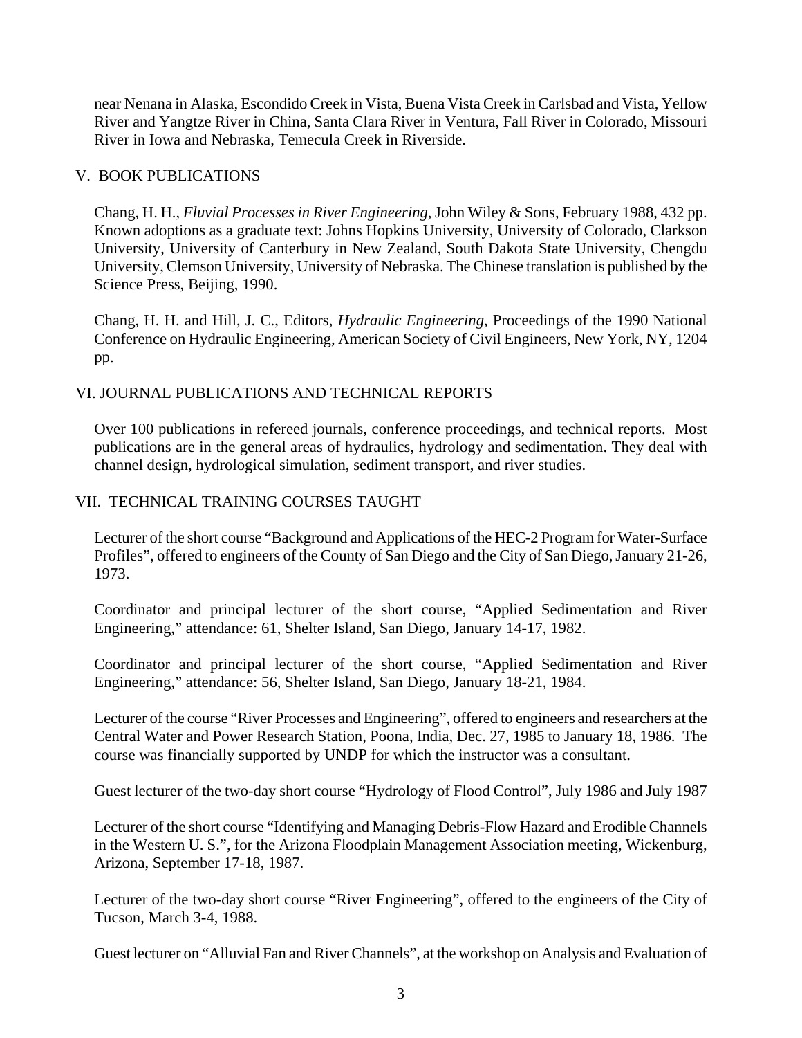near Nenana in Alaska, Escondido Creek in Vista, Buena Vista Creek in Carlsbad and Vista, Yellow River and Yangtze River in China, Santa Clara River in Ventura, Fall River in Colorado, Missouri River in Iowa and Nebraska, Temecula Creek in Riverside.

## V. BOOK PUBLICATIONS

Chang, H. H., *Fluvial Processes in River Engineering*, John Wiley & Sons, February 1988, 432 pp. Known adoptions as a graduate text: Johns Hopkins University, University of Colorado, Clarkson University, University of Canterbury in New Zealand, South Dakota State University, Chengdu University, Clemson University, University of Nebraska. The Chinese translation is published by the Science Press, Beijing, 1990.

Chang, H. H. and Hill, J. C., Editors, *Hydraulic Engineering*, Proceedings of the 1990 National Conference on Hydraulic Engineering, American Society of Civil Engineers, New York, NY, 1204 pp.

## VI. JOURNAL PUBLICATIONS AND TECHNICAL REPORTS

Over 100 publications in refereed journals, conference proceedings, and technical reports. Most publications are in the general areas of hydraulics, hydrology and sedimentation. They deal with channel design, hydrological simulation, sediment transport, and river studies.

## VII. TECHNICAL TRAINING COURSES TAUGHT

Lecturer of the short course "Background and Applications of the HEC-2 Program for Water-Surface Profiles", offered to engineers of the County of San Diego and the City of San Diego, January 21-26, 1973.

Coordinator and principal lecturer of the short course, "Applied Sedimentation and River Engineering," attendance: 61, Shelter Island, San Diego, January 14-17, 1982.

Coordinator and principal lecturer of the short course, "Applied Sedimentation and River Engineering," attendance: 56, Shelter Island, San Diego, January 18-21, 1984.

Lecturer of the course "River Processes and Engineering", offered to engineers and researchers at the Central Water and Power Research Station, Poona, India, Dec. 27, 1985 to January 18, 1986. The course was financially supported by UNDP for which the instructor was a consultant.

Guest lecturer of the two-day short course "Hydrology of Flood Control", July 1986 and July 1987

Lecturer of the short course "Identifying and Managing Debris-Flow Hazard and Erodible Channels in the Western U. S.", for the Arizona Floodplain Management Association meeting, Wickenburg, Arizona, September 17-18, 1987.

Lecturer of the two-day short course "River Engineering", offered to the engineers of the City of Tucson, March 3-4, 1988.

Guest lecturer on "Alluvial Fan and River Channels", at the workshop on Analysis and Evaluation of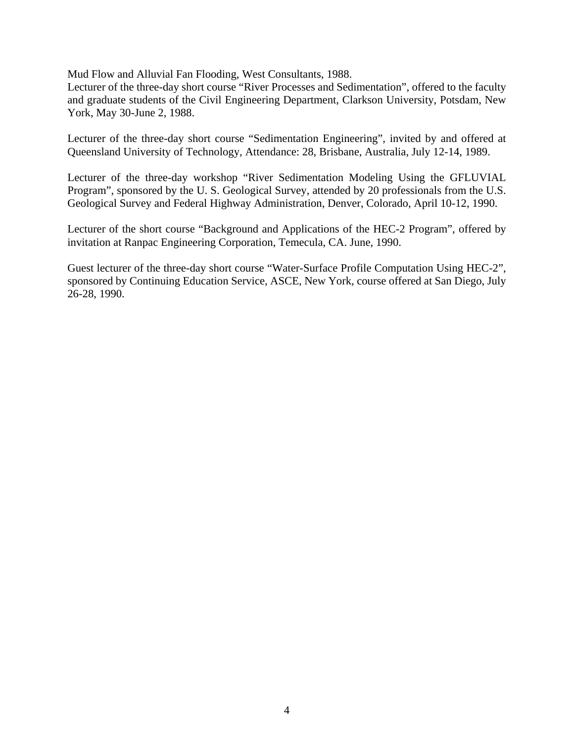Mud Flow and Alluvial Fan Flooding, West Consultants, 1988.
Lecturer of the three-day short course "River Processes and Sedimentation", offered to the faculty and graduate students of the Civil Engineering Department, Clarkson University, Potsdam, New York, May 30-June 2, 1988.

Lecturer of the three-day short course "Sedimentation Engineering", invited by and offered at Queensland University of Technology, Attendance: 28, Brisbane, Australia, July 12-14, 1989.

Lecturer of the three-day workshop "River Sedimentation Modeling Using the GFLUVIAL Program", sponsored by the U. S. Geological Survey, attended by 20 professionals from the U.S. Geological Survey and Federal Highway Administration, Denver, Colorado, April 10-12, 1990.

Lecturer of the short course "Background and Applications of the HEC-2 Program", offered by invitation at Ranpac Engineering Corporation, Temecula, CA. June, 1990.

Guest lecturer of the three-day short course "Water-Surface Profile Computation Using HEC-2", sponsored by Continuing Education Service, ASCE, New York, course offered at San Diego, July 26-28, 1990.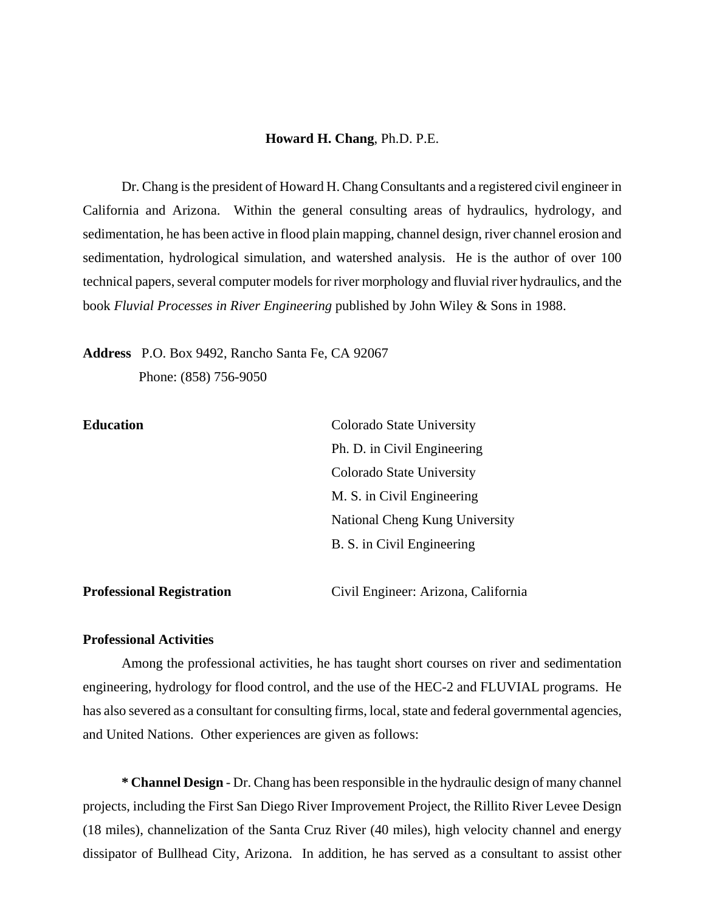**Howard H. Chang**, Ph.D. P.E.

Dr. Chang is the president of Howard H. Chang Consultants and a registered civil engineer in California and Arizona. Within the general consulting areas of hydraulics, hydrology, and sedimentation, he has been active in flood plain mapping, channel design, river channel erosion and sedimentation, hydrological simulation, and watershed analysis. He is the author of over 100 technical papers, several computer models for river morphology and fluvial river hydraulics, and the book *Fluvial Processes in River Engineering* published by John Wiley & Sons in 1988.

**Address** P.O. Box 9492, Rancho Santa Fe, CA 92067
Phone: (858) 756-9050

**Education**

Colorado State University
Ph. D. in Civil Engineering
Colorado State University
M. S. in Civil Engineering
National Cheng Kung University
B. S. in Civil Engineering

**Professional Registration** Civil Engineer: Arizona, California

**Professional Activities**

Among the professional activities, he has taught short courses on river and sedimentation engineering, hydrology for flood control, and the use of the HEC-2 and FLUVIAL programs. He has also severed as a consultant for consulting firms, local, state and federal governmental agencies, and United Nations. Other experiences are given as follows:

**\* Channel Design** - Dr. Chang has been responsible in the hydraulic design of many channel projects, including the First San Diego River Improvement Project, the Rillito River Levee Design (18 miles), channelization of the Santa Cruz River (40 miles), high velocity channel and energy dissipator of Bullhead City, Arizona. In addition, he has served as a consultant to assist other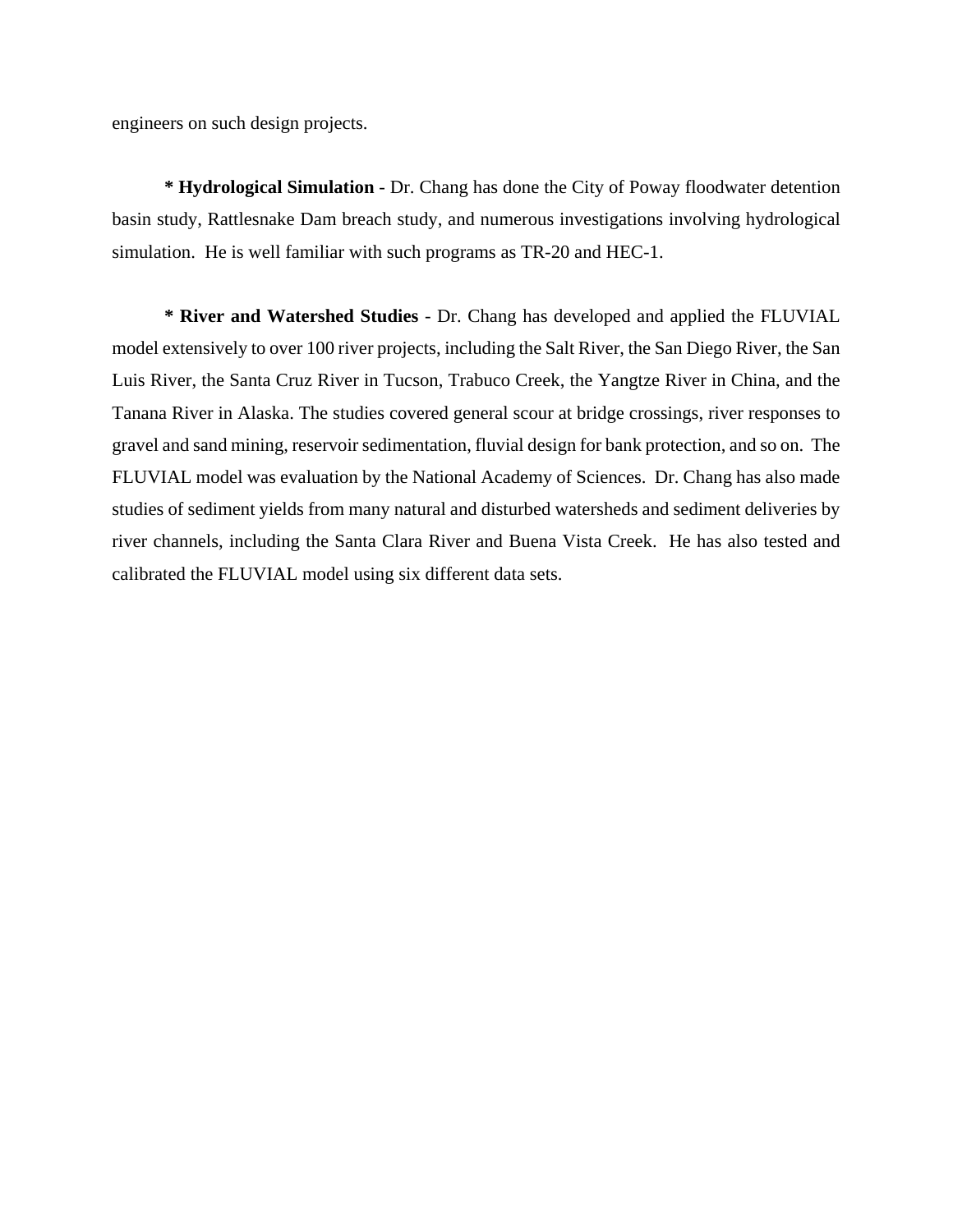engineers on such design projects.

**\* Hydrological Simulation** - Dr. Chang has done the City of Poway floodwater detention basin study, Rattlesnake Dam breach study, and numerous investigations involving hydrological simulation. He is well familiar with such programs as TR-20 and HEC-1.

**\* River and Watershed Studies** - Dr. Chang has developed and applied the FLUVIAL model extensively to over 100 river projects, including the Salt River, the San Diego River, the San Luis River, the Santa Cruz River in Tucson, Trabuco Creek, the Yangtze River in China, and the Tanana River in Alaska. The studies covered general scour at bridge crossings, river responses to gravel and sand mining, reservoir sedimentation, fluvial design for bank protection, and so on. The FLUVIAL model was evaluation by the National Academy of Sciences. Dr. Chang has also made studies of sediment yields from many natural and disturbed watersheds and sediment deliveries by river channels, including the Santa Clara River and Buena Vista Creek. He has also tested and calibrated the FLUVIAL model using six different data sets.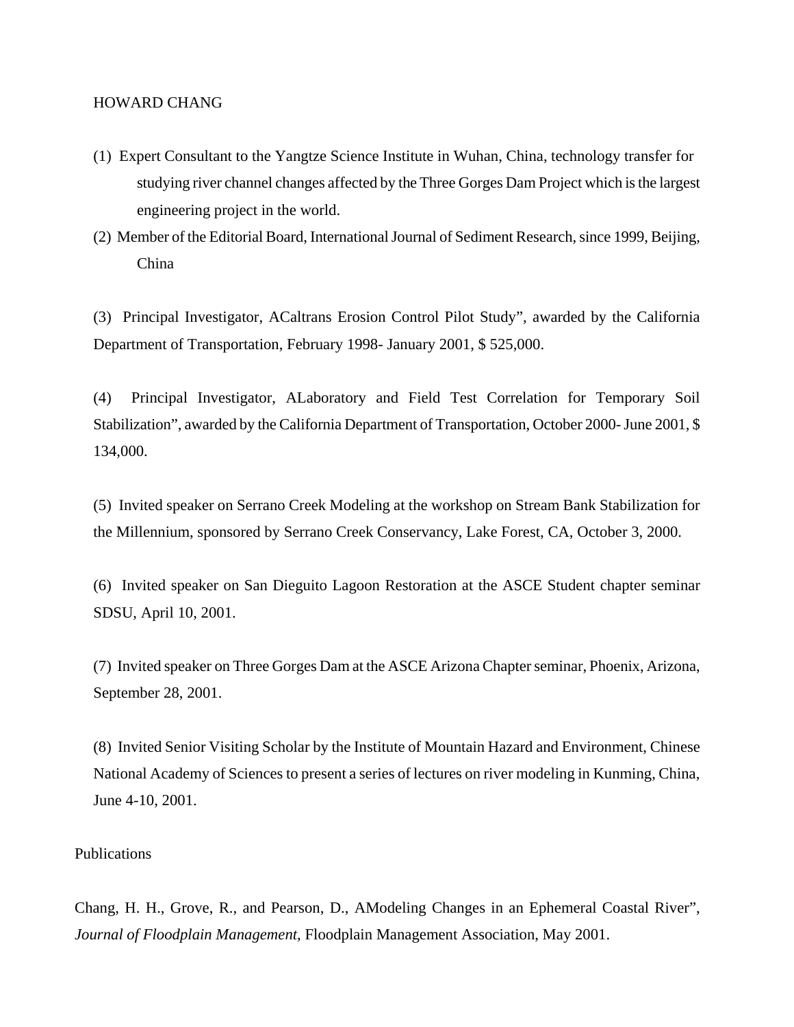HOWARD CHANG

(1) Expert Consultant to the Yangtze Science Institute in Wuhan, China, technology transfer for studying river channel changes affected by the Three Gorges Dam Project which is the largest engineering project in the world.

(2) Member of the Editorial Board, International Journal of Sediment Research, since 1999, Beijing, China

(3) Principal Investigator, ACaltrans Erosion Control Pilot Study", awarded by the California Department of Transportation, February 1998- January 2001, $ 525,000.

(4) Principal Investigator, ALaboratory and Field Test Correlation for Temporary Soil Stabilization", awarded by the California Department of Transportation, October 2000- June 2001, $ 134,000.

(5) Invited speaker on Serrano Creek Modeling at the workshop on Stream Bank Stabilization for the Millennium, sponsored by Serrano Creek Conservancy, Lake Forest, CA, October 3, 2000.

(6) Invited speaker on San Dieguito Lagoon Restoration at the ASCE Student chapter seminar SDSU, April 10, 2001.

(7) Invited speaker on Three Gorges Dam at the ASCE Arizona Chapter seminar, Phoenix, Arizona, September 28, 2001.

(8) Invited Senior Visiting Scholar by the Institute of Mountain Hazard and Environment, Chinese National Academy of Sciences to present a series of lectures on river modeling in Kunming, China, June 4-10, 2001.

Publications

Chang, H. H., Grove, R., and Pearson, D., AModeling Changes in an Ephemeral Coastal River", *Journal of Floodplain Management*, Floodplain Management Association, May 2001.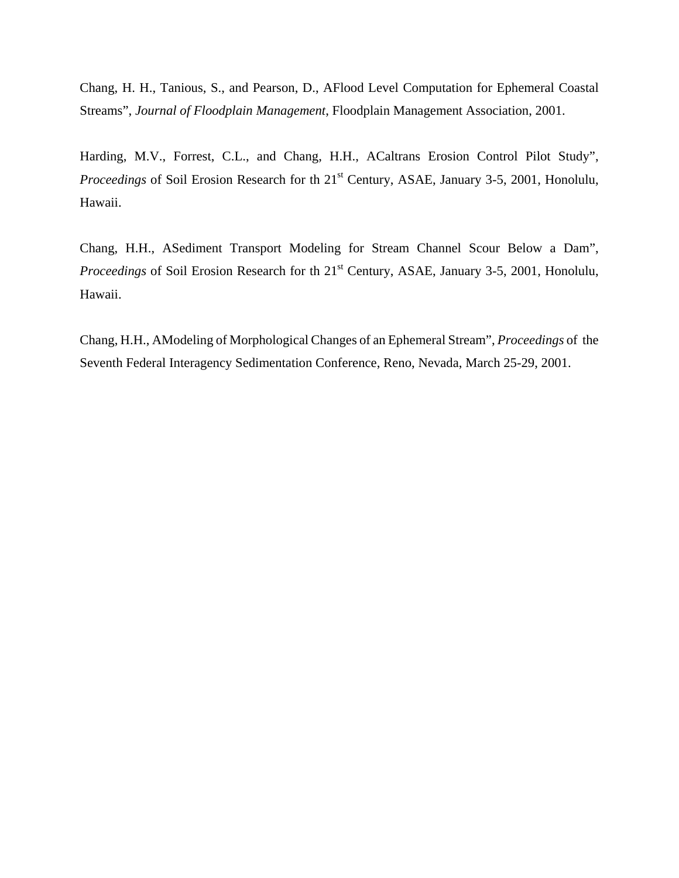Chang, H. H., Tanious, S., and Pearson, D., AFlood Level Computation for Ephemeral Coastal Streams", *Journal of Floodplain Management*, Floodplain Management Association, 2001.

Harding, M.V., Forrest, C.L., and Chang, H.H., ACaltrans Erosion Control Pilot Study", *Proceedings* of Soil Erosion Research for th 21st Century, ASAE, January 3-5, 2001, Honolulu, Hawaii.

Chang, H.H., ASediment Transport Modeling for Stream Channel Scour Below a Dam", *Proceedings* of Soil Erosion Research for th 21st Century, ASAE, January 3-5, 2001, Honolulu, Hawaii.

Chang, H.H., AModeling of Morphological Changes of an Ephemeral Stream", *Proceedings* of the Seventh Federal Interagency Sedimentation Conference, Reno, Nevada, March 25-29, 2001.